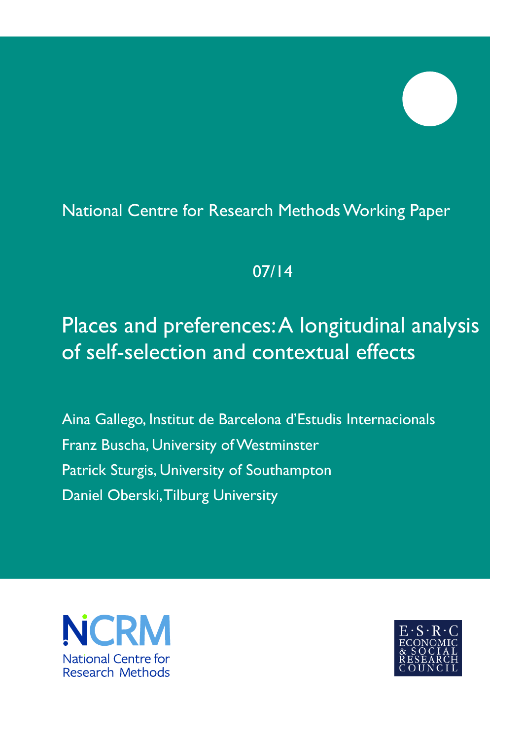National Centre for Research Methods Working Paper

07/14

# Places and preferences: A longitudinal analysis of self-selection and contextual effects

Aina Gallego, Institut de Barcelona d'Estudis Internacionals

Franz Buscha, University of Westminster

Patrick Sturgis, University of Southampton

Daniel Oberski, Tilburg University

NCRM
National Centre for Research Methods

E·S·R·C
ECONOMIC & SOCIAL RESEARCH COUNCIL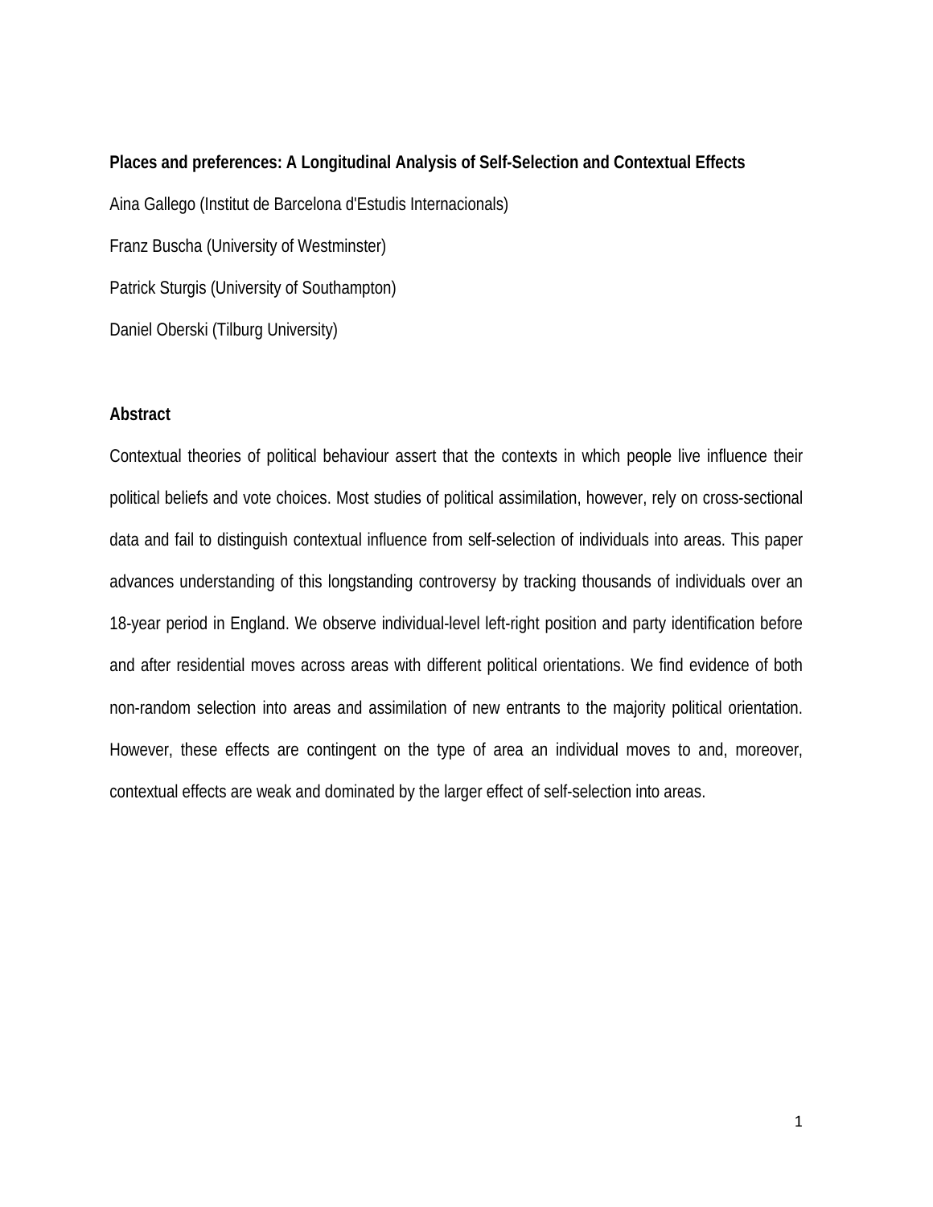**Places and preferences: A Longitudinal Analysis of Self-Selection and Contextual Effects**

Aina Gallego (Institut de Barcelona d'Estudis Internacionals)

Franz Buscha (University of Westminster)

Patrick Sturgis (University of Southampton)

Daniel Oberski (Tilburg University)

**Abstract**

Contextual theories of political behaviour assert that the contexts in which people live influence their political beliefs and vote choices. Most studies of political assimilation, however, rely on cross-sectional data and fail to distinguish contextual influence from self-selection of individuals into areas. This paper advances understanding of this longstanding controversy by tracking thousands of individuals over an 18-year period in England. We observe individual-level left-right position and party identification before and after residential moves across areas with different political orientations. We find evidence of both non-random selection into areas and assimilation of new entrants to the majority political orientation. However, these effects are contingent on the type of area an individual moves to and, moreover, contextual effects are weak and dominated by the larger effect of self-selection into areas.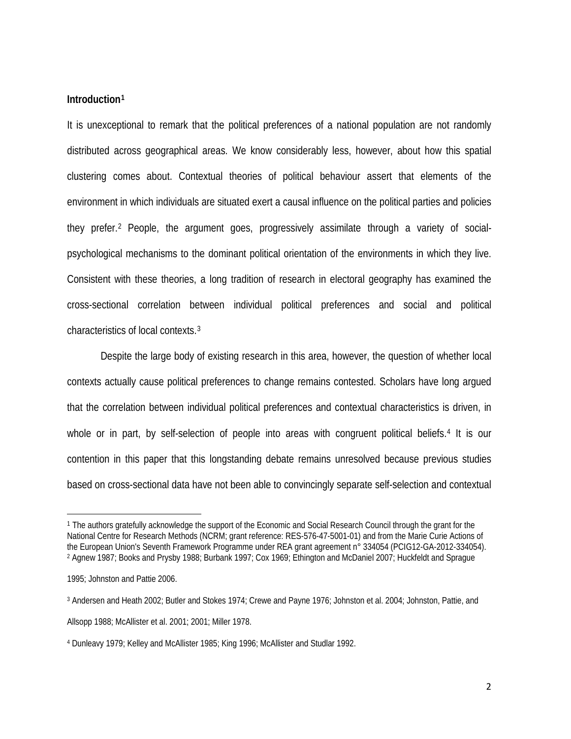**Introduction**[1]

It is unexceptional to remark that the political preferences of a national population are not randomly distributed across geographical areas. We know considerably less, however, about how this spatial clustering comes about. Contextual theories of political behaviour assert that elements of the environment in which individuals are situated exert a causal influence on the political parties and policies they prefer.[2] People, the argument goes, progressively assimilate through a variety of social-psychological mechanisms to the dominant political orientation of the environments in which they live. Consistent with these theories, a long tradition of research in electoral geography has examined the cross-sectional correlation between individual political preferences and social and political characteristics of local contexts.[3]

Despite the large body of existing research in this area, however, the question of whether local contexts actually cause political preferences to change remains contested. Scholars have long argued that the correlation between individual political preferences and contextual characteristics is driven, in whole or in part, by self-selection of people into areas with congruent political beliefs.[4] It is our contention in this paper that this longstanding debate remains unresolved because previous studies based on cross-sectional data have not been able to convincingly separate self-selection and contextual

---

[1] The authors gratefully acknowledge the support of the Economic and Social Research Council through the grant for the National Centre for Research Methods (NCRM; grant reference: RES-576-47-5001-01) and from the Marie Curie Actions of the European Union's Seventh Framework Programme under REA grant agreement n° 334054 (PCIG12-GA-2012-334054).

[2] Agnew 1987; Books and Prysby 1988; Burbank 1997; Cox 1969; Ethington and McDaniel 2007; Huckfeldt and Sprague 1995; Johnston and Pattie 2006.

[3] Andersen and Heath 2002; Butler and Stokes 1974; Crewe and Payne 1976; Johnston et al. 2004; Johnston, Pattie, and Allsopp 1988; McAllister et al. 2001; 2001; Miller 1978.

[4] Dunleavy 1979; Kelley and McAllister 1985; King 1996; McAllister and Studlar 1992.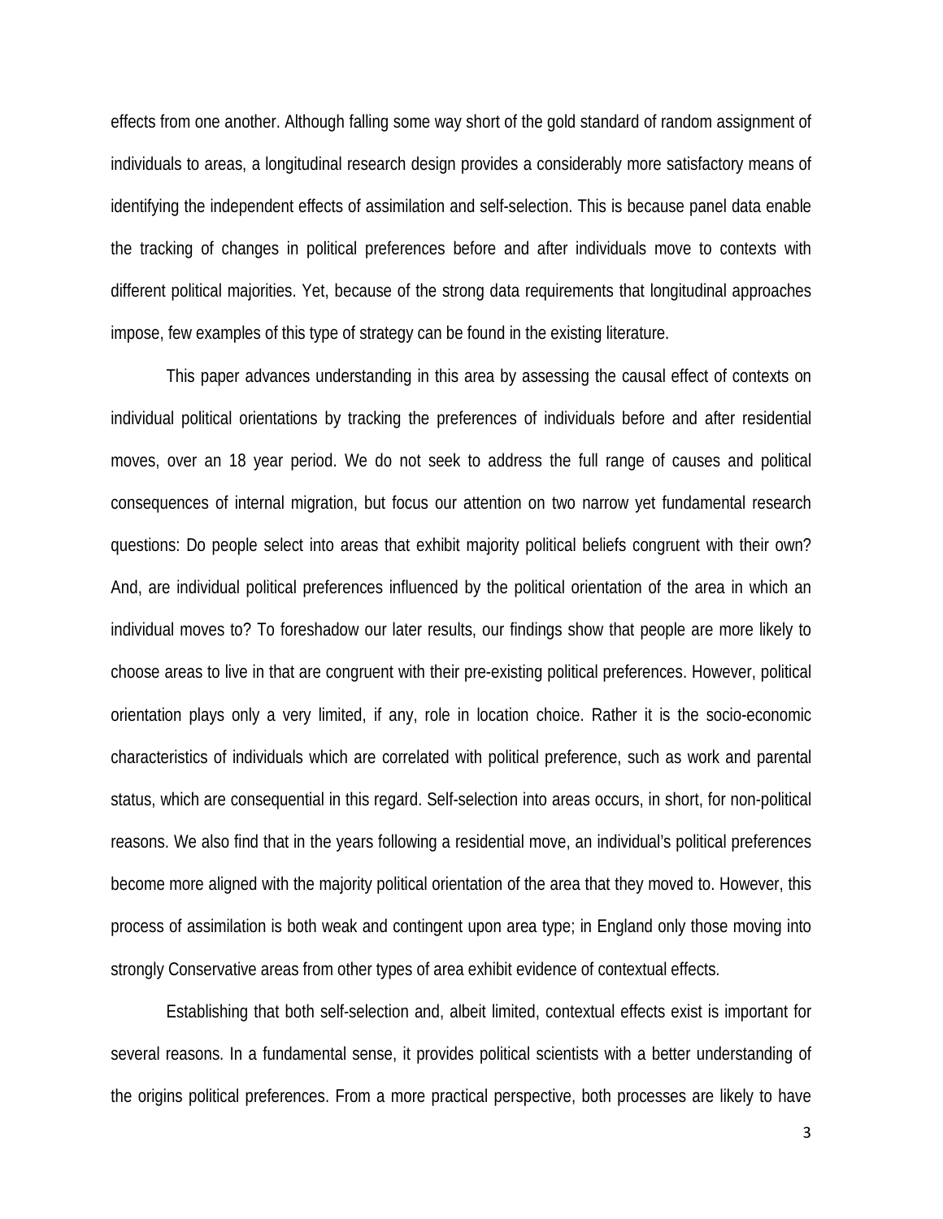effects from one another. Although falling some way short of the gold standard of random assignment of individuals to areas, a longitudinal research design provides a considerably more satisfactory means of identifying the independent effects of assimilation and self-selection. This is because panel data enable the tracking of changes in political preferences before and after individuals move to contexts with different political majorities. Yet, because of the strong data requirements that longitudinal approaches impose, few examples of this type of strategy can be found in the existing literature.

This paper advances understanding in this area by assessing the causal effect of contexts on individual political orientations by tracking the preferences of individuals before and after residential moves, over an 18 year period. We do not seek to address the full range of causes and political consequences of internal migration, but focus our attention on two narrow yet fundamental research questions: Do people select into areas that exhibit majority political beliefs congruent with their own? And, are individual political preferences influenced by the political orientation of the area in which an individual moves to? To foreshadow our later results, our findings show that people are more likely to choose areas to live in that are congruent with their pre-existing political preferences. However, political orientation plays only a very limited, if any, role in location choice. Rather it is the socio-economic characteristics of individuals which are correlated with political preference, such as work and parental status, which are consequential in this regard. Self-selection into areas occurs, in short, for non-political reasons. We also find that in the years following a residential move, an individual's political preferences become more aligned with the majority political orientation of the area that they moved to. However, this process of assimilation is both weak and contingent upon area type; in England only those moving into strongly Conservative areas from other types of area exhibit evidence of contextual effects.

Establishing that both self-selection and, albeit limited, contextual effects exist is important for several reasons. In a fundamental sense, it provides political scientists with a better understanding of the origins political preferences. From a more practical perspective, both processes are likely to have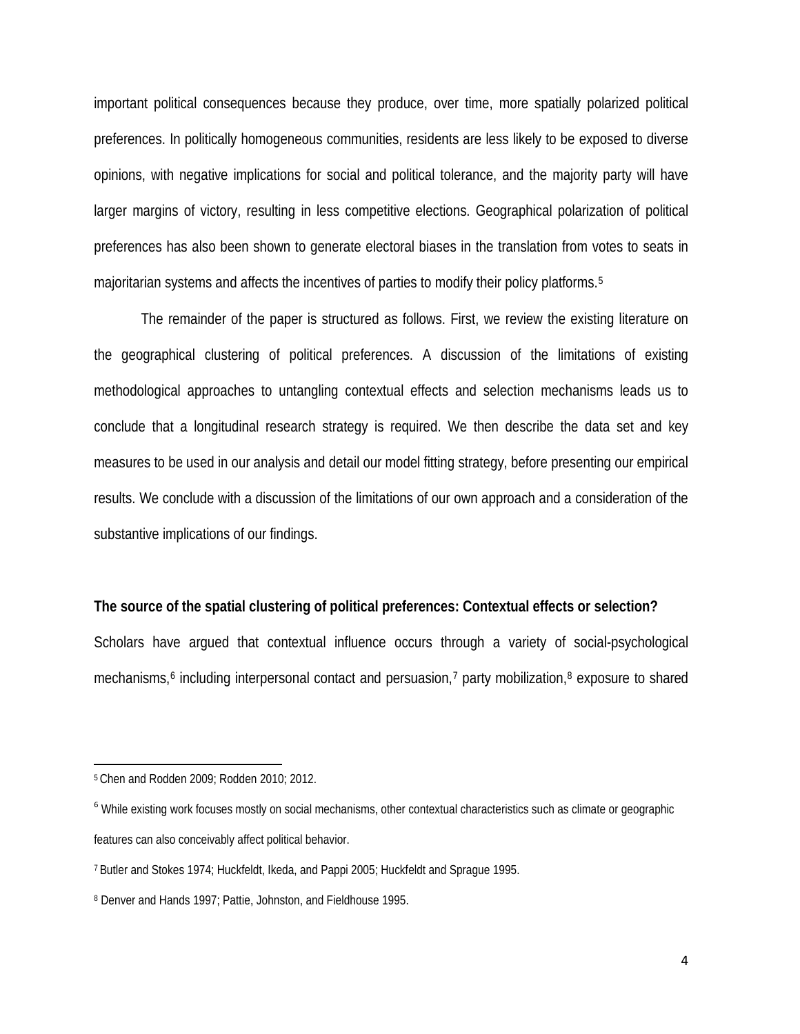important political consequences because they produce, over time, more spatially polarized political preferences. In politically homogeneous communities, residents are less likely to be exposed to diverse opinions, with negative implications for social and political tolerance, and the majority party will have larger margins of victory, resulting in less competitive elections. Geographical polarization of political preferences has also been shown to generate electoral biases in the translation from votes to seats in majoritarian systems and affects the incentives of parties to modify their policy platforms.[5]

The remainder of the paper is structured as follows. First, we review the existing literature on the geographical clustering of political preferences. A discussion of the limitations of existing methodological approaches to untangling contextual effects and selection mechanisms leads us to conclude that a longitudinal research strategy is required. We then describe the data set and key measures to be used in our analysis and detail our model fitting strategy, before presenting our empirical results. We conclude with a discussion of the limitations of our own approach and a consideration of the substantive implications of our findings.

**The source of the spatial clustering of political preferences: Contextual effects or selection?**

Scholars have argued that contextual influence occurs through a variety of social-psychological mechanisms,[6] including interpersonal contact and persuasion,[7] party mobilization,[8] exposure to shared

---

[5] Chen and Rodden 2009; Rodden 2010; 2012.

[6] While existing work focuses mostly on social mechanisms, other contextual characteristics such as climate or geographic features can also conceivably affect political behavior.

[7] Butler and Stokes 1974; Huckfeldt, Ikeda, and Pappi 2005; Huckfeldt and Sprague 1995.

[8] Denver and Hands 1997; Pattie, Johnston, and Fieldhouse 1995.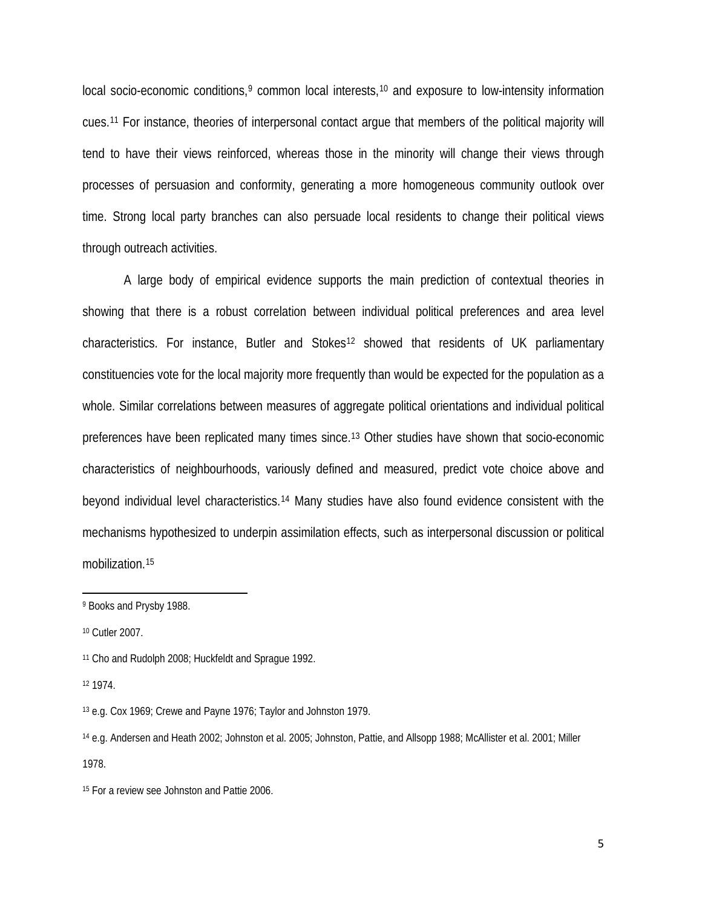local socio-economic conditions,[9] common local interests,[10] and exposure to low-intensity information cues.[11] For instance, theories of interpersonal contact argue that members of the political majority will tend to have their views reinforced, whereas those in the minority will change their views through processes of persuasion and conformity, generating a more homogeneous community outlook over time. Strong local party branches can also persuade local residents to change their political views through outreach activities.

A large body of empirical evidence supports the main prediction of contextual theories in showing that there is a robust correlation between individual political preferences and area level characteristics. For instance, Butler and Stokes[12] showed that residents of UK parliamentary constituencies vote for the local majority more frequently than would be expected for the population as a whole. Similar correlations between measures of aggregate political orientations and individual political preferences have been replicated many times since.[13] Other studies have shown that socio-economic characteristics of neighbourhoods, variously defined and measured, predict vote choice above and beyond individual level characteristics.[14] Many studies have also found evidence consistent with the mechanisms hypothesized to underpin assimilation effects, such as interpersonal discussion or political mobilization.[15]

---

[9] Books and Prysby 1988.

[10] Cutler 2007.

[11] Cho and Rudolph 2008; Huckfeldt and Sprague 1992.

[12] 1974.

[13] e.g. Cox 1969; Crewe and Payne 1976; Taylor and Johnston 1979.

[14] e.g. Andersen and Heath 2002; Johnston et al. 2005; Johnston, Pattie, and Allsopp 1988; McAllister et al. 2001; Miller 1978.

[15] For a review see Johnston and Pattie 2006.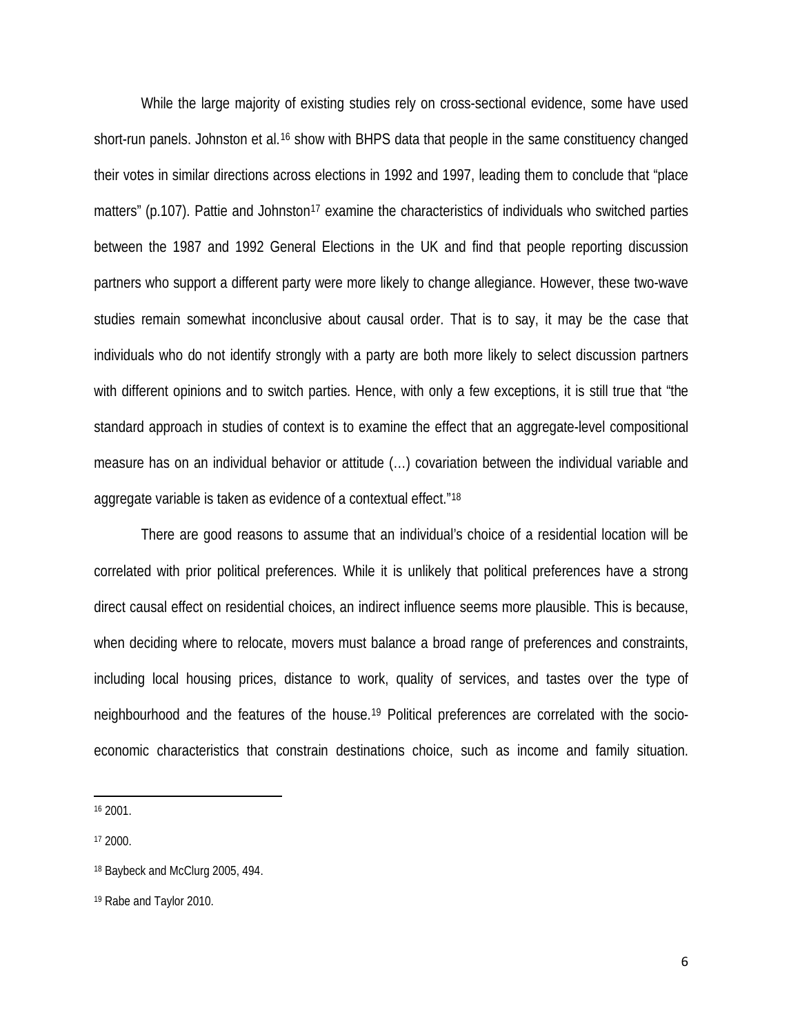While the large majority of existing studies rely on cross-sectional evidence, some have used short-run panels. Johnston et al.[16] show with BHPS data that people in the same constituency changed their votes in similar directions across elections in 1992 and 1997, leading them to conclude that "place matters" (p.107). Pattie and Johnston[17] examine the characteristics of individuals who switched parties between the 1987 and 1992 General Elections in the UK and find that people reporting discussion partners who support a different party were more likely to change allegiance. However, these two-wave studies remain somewhat inconclusive about causal order. That is to say, it may be the case that individuals who do not identify strongly with a party are both more likely to select discussion partners with different opinions and to switch parties. Hence, with only a few exceptions, it is still true that "the standard approach in studies of context is to examine the effect that an aggregate-level compositional measure has on an individual behavior or attitude (…) covariation between the individual variable and aggregate variable is taken as evidence of a contextual effect."[18]

There are good reasons to assume that an individual's choice of a residential location will be correlated with prior political preferences. While it is unlikely that political preferences have a strong direct causal effect on residential choices, an indirect influence seems more plausible. This is because, when deciding where to relocate, movers must balance a broad range of preferences and constraints, including local housing prices, distance to work, quality of services, and tastes over the type of neighbourhood and the features of the house.[19] Political preferences are correlated with the socio-economic characteristics that constrain destinations choice, such as income and family situation.

---

[16] 2001.

[17] 2000.

[18] Baybeck and McClurg 2005, 494.

[19] Rabe and Taylor 2010.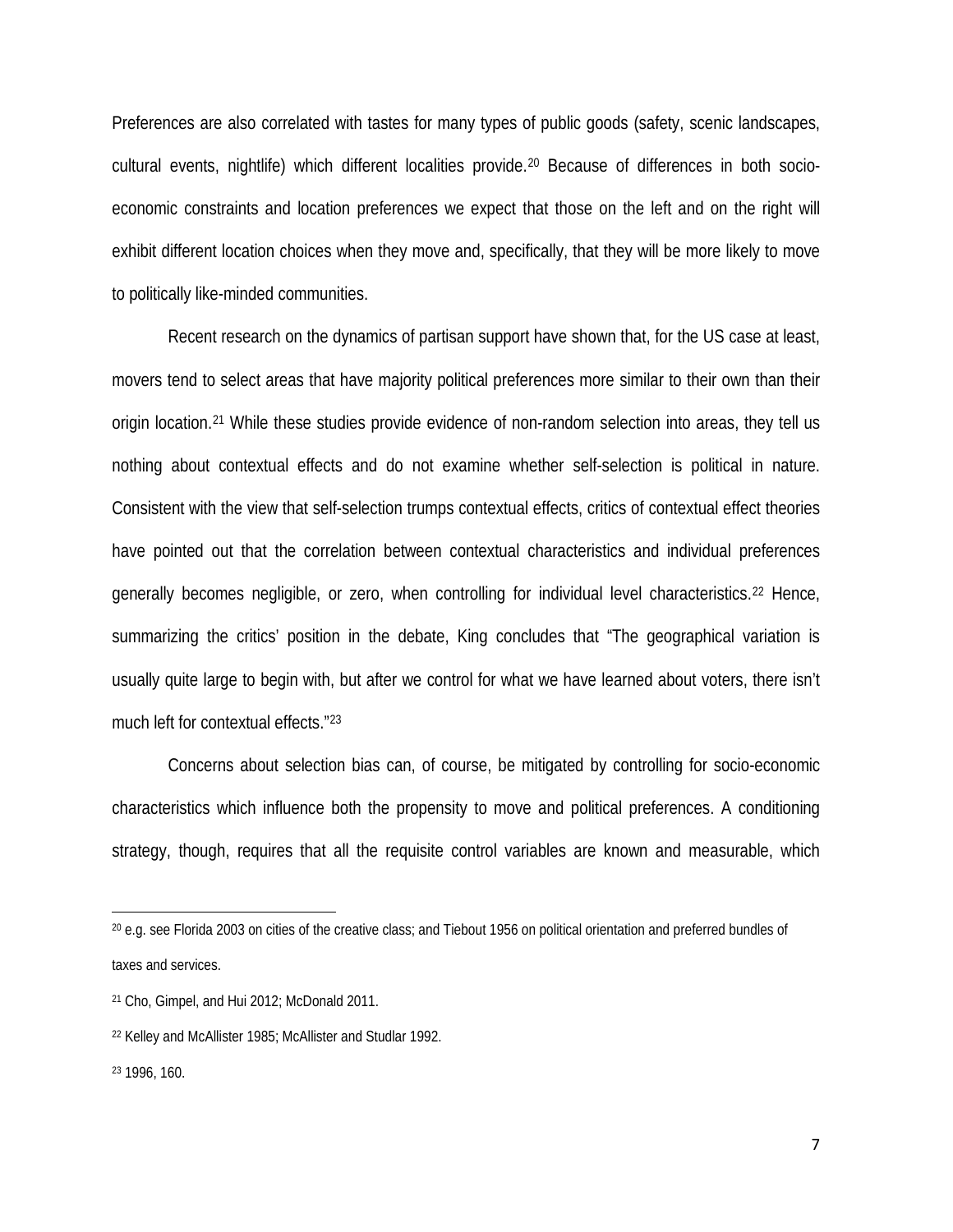Preferences are also correlated with tastes for many types of public goods (safety, scenic landscapes, cultural events, nightlife) which different localities provide.[20] Because of differences in both socio-economic constraints and location preferences we expect that those on the left and on the right will exhibit different location choices when they move and, specifically, that they will be more likely to move to politically like-minded communities.

Recent research on the dynamics of partisan support have shown that, for the US case at least, movers tend to select areas that have majority political preferences more similar to their own than their origin location.[21] While these studies provide evidence of non-random selection into areas, they tell us nothing about contextual effects and do not examine whether self-selection is political in nature. Consistent with the view that self-selection trumps contextual effects, critics of contextual effect theories have pointed out that the correlation between contextual characteristics and individual preferences generally becomes negligible, or zero, when controlling for individual level characteristics.[22] Hence, summarizing the critics' position in the debate, King concludes that "The geographical variation is usually quite large to begin with, but after we control for what we have learned about voters, there isn't much left for contextual effects."[23]

Concerns about selection bias can, of course, be mitigated by controlling for socio-economic characteristics which influence both the propensity to move and political preferences. A conditioning strategy, though, requires that all the requisite control variables are known and measurable, which

---

[20] e.g. see Florida 2003 on cities of the creative class; and Tiebout 1956 on political orientation and preferred bundles of taxes and services.

[21] Cho, Gimpel, and Hui 2012; McDonald 2011.

[22] Kelley and McAllister 1985; McAllister and Studlar 1992.

[23] 1996, 160.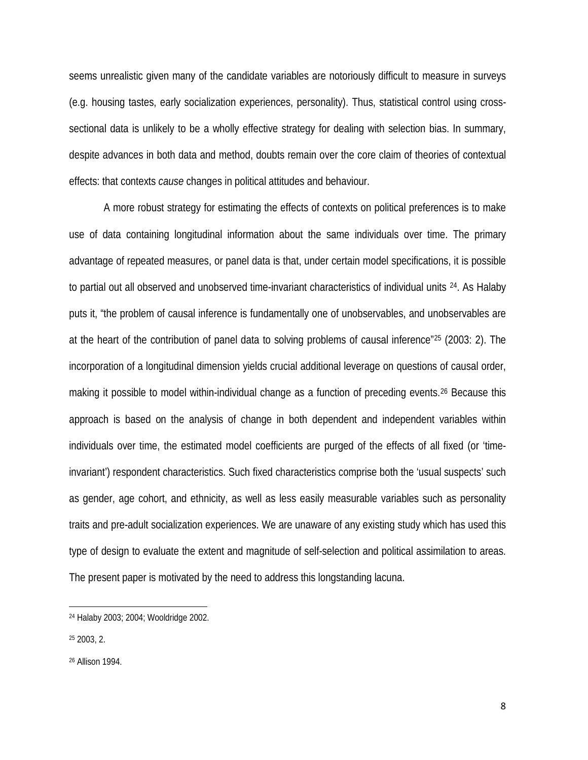seems unrealistic given many of the candidate variables are notoriously difficult to measure in surveys (e.g. housing tastes, early socialization experiences, personality). Thus, statistical control using cross-sectional data is unlikely to be a wholly effective strategy for dealing with selection bias. In summary, despite advances in both data and method, doubts remain over the core claim of theories of contextual effects: that contexts *cause* changes in political attitudes and behaviour.

A more robust strategy for estimating the effects of contexts on political preferences is to make use of data containing longitudinal information about the same individuals over time. The primary advantage of repeated measures, or panel data is that, under certain model specifications, it is possible to partial out all observed and unobserved time-invariant characteristics of individual units [24]. As Halaby puts it, "the problem of causal inference is fundamentally one of unobservables, and unobservables are at the heart of the contribution of panel data to solving problems of causal inference"[25] (2003: 2). The incorporation of a longitudinal dimension yields crucial additional leverage on questions of causal order, making it possible to model within-individual change as a function of preceding events.[26] Because this approach is based on the analysis of change in both dependent and independent variables within individuals over time, the estimated model coefficients are purged of the effects of all fixed (or 'time-invariant') respondent characteristics. Such fixed characteristics comprise both the 'usual suspects' such as gender, age cohort, and ethnicity, as well as less easily measurable variables such as personality traits and pre-adult socialization experiences. We are unaware of any existing study which has used this type of design to evaluate the extent and magnitude of self-selection and political assimilation to areas. The present paper is motivated by the need to address this longstanding lacuna.

---

[24] Halaby 2003; 2004; Wooldridge 2002.

[25] 2003, 2.

[26] Allison 1994.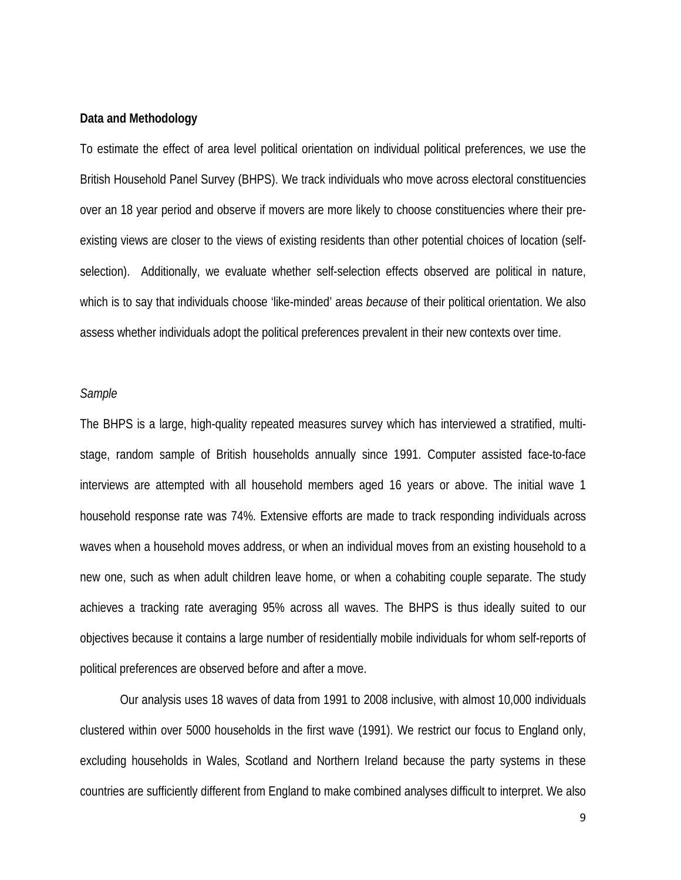**Data and Methodology**

To estimate the effect of area level political orientation on individual political preferences, we use the British Household Panel Survey (BHPS). We track individuals who move across electoral constituencies over an 18 year period and observe if movers are more likely to choose constituencies where their pre-existing views are closer to the views of existing residents than other potential choices of location (self-selection). Additionally, we evaluate whether self-selection effects observed are political in nature, which is to say that individuals choose 'like-minded' areas *because* of their political orientation. We also assess whether individuals adopt the political preferences prevalent in their new contexts over time.

*Sample*

The BHPS is a large, high-quality repeated measures survey which has interviewed a stratified, multi-stage, random sample of British households annually since 1991. Computer assisted face-to-face interviews are attempted with all household members aged 16 years or above. The initial wave 1 household response rate was 74%. Extensive efforts are made to track responding individuals across waves when a household moves address, or when an individual moves from an existing household to a new one, such as when adult children leave home, or when a cohabiting couple separate. The study achieves a tracking rate averaging 95% across all waves. The BHPS is thus ideally suited to our objectives because it contains a large number of residentially mobile individuals for whom self-reports of political preferences are observed before and after a move.

Our analysis uses 18 waves of data from 1991 to 2008 inclusive, with almost 10,000 individuals clustered within over 5000 households in the first wave (1991). We restrict our focus to England only, excluding households in Wales, Scotland and Northern Ireland because the party systems in these countries are sufficiently different from England to make combined analyses difficult to interpret. We also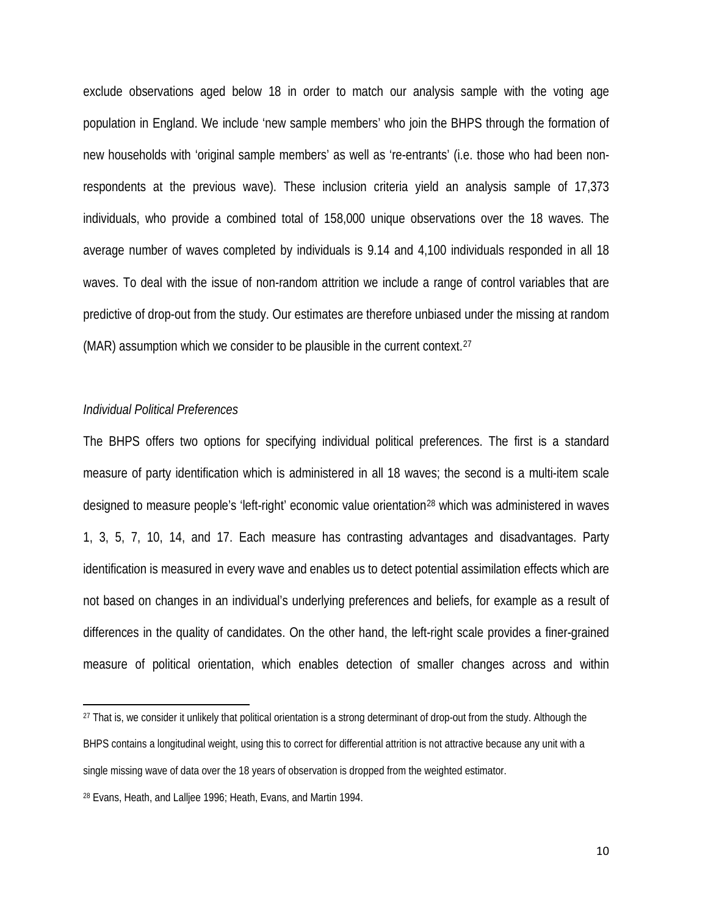exclude observations aged below 18 in order to match our analysis sample with the voting age population in England. We include 'new sample members' who join the BHPS through the formation of new households with 'original sample members' as well as 're-entrants' (i.e. those who had been non-respondents at the previous wave). These inclusion criteria yield an analysis sample of 17,373 individuals, who provide a combined total of 158,000 unique observations over the 18 waves. The average number of waves completed by individuals is 9.14 and 4,100 individuals responded in all 18 waves. To deal with the issue of non-random attrition we include a range of control variables that are predictive of drop-out from the study. Our estimates are therefore unbiased under the missing at random (MAR) assumption which we consider to be plausible in the current context.[27]

*Individual Political Preferences*

The BHPS offers two options for specifying individual political preferences. The first is a standard measure of party identification which is administered in all 18 waves; the second is a multi-item scale designed to measure people's 'left-right' economic value orientation[28] which was administered in waves 1, 3, 5, 7, 10, 14, and 17. Each measure has contrasting advantages and disadvantages. Party identification is measured in every wave and enables us to detect potential assimilation effects which are not based on changes in an individual's underlying preferences and beliefs, for example as a result of differences in the quality of candidates. On the other hand, the left-right scale provides a finer-grained measure of political orientation, which enables detection of smaller changes across and within

---

[27] That is, we consider it unlikely that political orientation is a strong determinant of drop-out from the study. Although the BHPS contains a longitudinal weight, using this to correct for differential attrition is not attractive because any unit with a single missing wave of data over the 18 years of observation is dropped from the weighted estimator.

[28] Evans, Heath, and Lalljee 1996; Heath, Evans, and Martin 1994.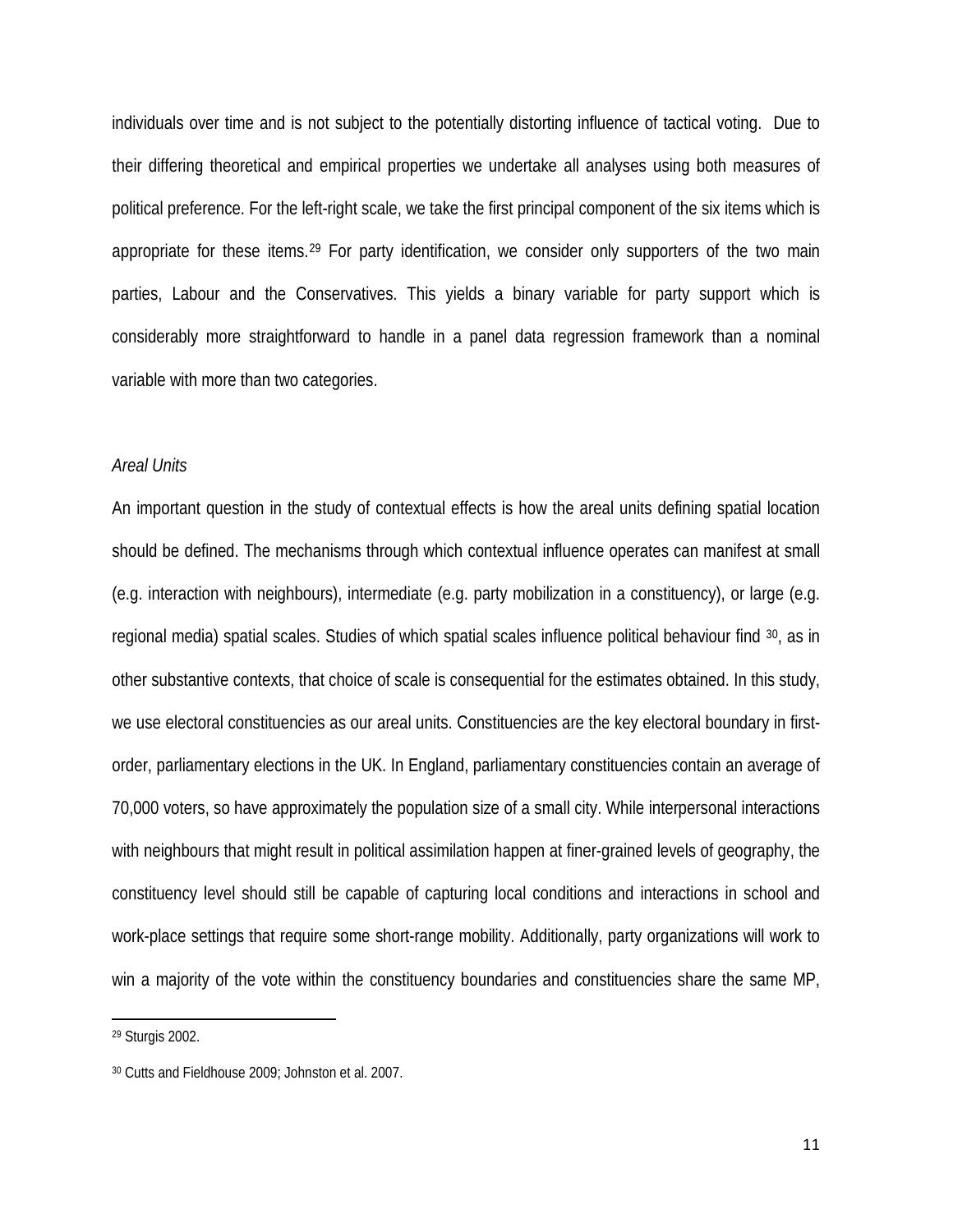individuals over time and is not subject to the potentially distorting influence of tactical voting. Due to their differing theoretical and empirical properties we undertake all analyses using both measures of political preference. For the left-right scale, we take the first principal component of the six items which is appropriate for these items.[29] For party identification, we consider only supporters of the two main parties, Labour and the Conservatives. This yields a binary variable for party support which is considerably more straightforward to handle in a panel data regression framework than a nominal variable with more than two categories.

*Areal Units*

An important question in the study of contextual effects is how the areal units defining spatial location should be defined. The mechanisms through which contextual influence operates can manifest at small (e.g. interaction with neighbours), intermediate (e.g. party mobilization in a constituency), or large (e.g. regional media) spatial scales. Studies of which spatial scales influence political behaviour find [30], as in other substantive contexts, that choice of scale is consequential for the estimates obtained. In this study, we use electoral constituencies as our areal units. Constituencies are the key electoral boundary in first-order, parliamentary elections in the UK. In England, parliamentary constituencies contain an average of 70,000 voters, so have approximately the population size of a small city. While interpersonal interactions with neighbours that might result in political assimilation happen at finer-grained levels of geography, the constituency level should still be capable of capturing local conditions and interactions in school and work-place settings that require some short-range mobility. Additionally, party organizations will work to win a majority of the vote within the constituency boundaries and constituencies share the same MP,

[29] Sturgis 2002.

[30] Cutts and Fieldhouse 2009; Johnston et al. 2007.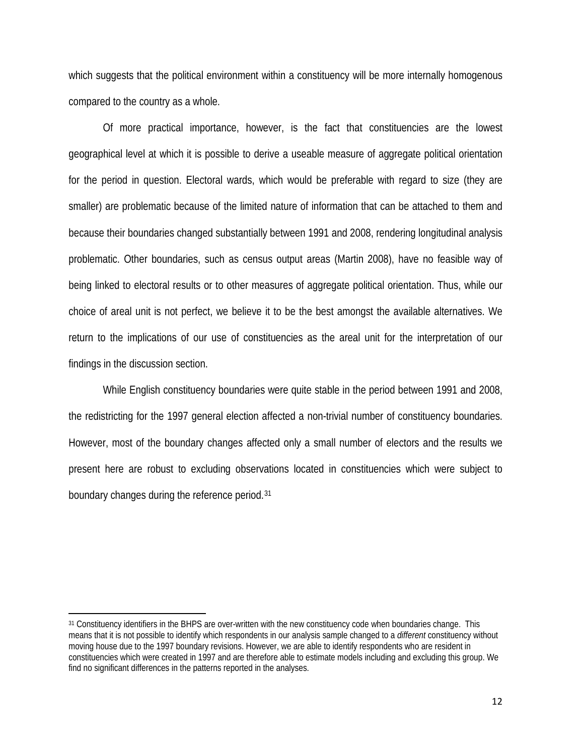which suggests that the political environment within a constituency will be more internally homogenous compared to the country as a whole.

Of more practical importance, however, is the fact that constituencies are the lowest geographical level at which it is possible to derive a useable measure of aggregate political orientation for the period in question. Electoral wards, which would be preferable with regard to size (they are smaller) are problematic because of the limited nature of information that can be attached to them and because their boundaries changed substantially between 1991 and 2008, rendering longitudinal analysis problematic. Other boundaries, such as census output areas (Martin 2008), have no feasible way of being linked to electoral results or to other measures of aggregate political orientation. Thus, while our choice of areal unit is not perfect, we believe it to be the best amongst the available alternatives. We return to the implications of our use of constituencies as the areal unit for the interpretation of our findings in the discussion section.

While English constituency boundaries were quite stable in the period between 1991 and 2008, the redistricting for the 1997 general election affected a non-trivial number of constituency boundaries. However, most of the boundary changes affected only a small number of electors and the results we present here are robust to excluding observations located in constituencies which were subject to boundary changes during the reference period.[31]

---

[31] Constituency identifiers in the BHPS are over-written with the new constituency code when boundaries change. This means that it is not possible to identify which respondents in our analysis sample changed to a *different* constituency without moving house due to the 1997 boundary revisions. However, we are able to identify respondents who are resident in constituencies which were created in 1997 and are therefore able to estimate models including and excluding this group. We find no significant differences in the patterns reported in the analyses.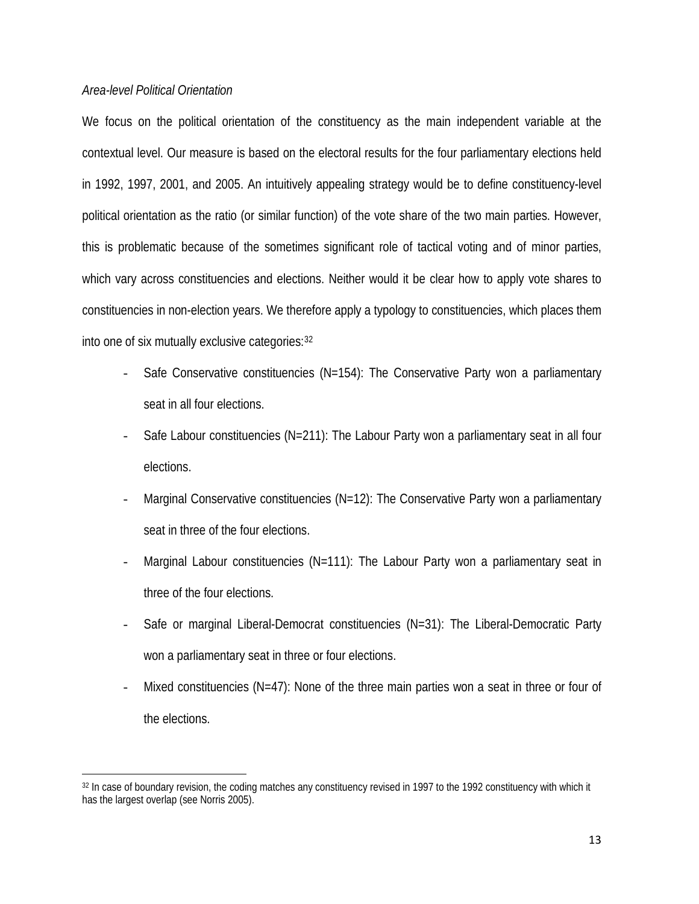*Area-level Political Orientation*

We focus on the political orientation of the constituency as the main independent variable at the contextual level. Our measure is based on the electoral results for the four parliamentary elections held in 1992, 1997, 2001, and 2005. An intuitively appealing strategy would be to define constituency-level political orientation as the ratio (or similar function) of the vote share of the two main parties. However, this is problematic because of the sometimes significant role of tactical voting and of minor parties, which vary across constituencies and elections. Neither would it be clear how to apply vote shares to constituencies in non-election years. We therefore apply a typology to constituencies, which places them into one of six mutually exclusive categories:[32]

- Safe Conservative constituencies (N=154): The Conservative Party won a parliamentary seat in all four elections.
- Safe Labour constituencies (N=211): The Labour Party won a parliamentary seat in all four elections.
- Marginal Conservative constituencies (N=12): The Conservative Party won a parliamentary seat in three of the four elections.
- Marginal Labour constituencies (N=111): The Labour Party won a parliamentary seat in three of the four elections.
- Safe or marginal Liberal-Democrat constituencies (N=31): The Liberal-Democratic Party won a parliamentary seat in three or four elections.
- Mixed constituencies (N=47): None of the three main parties won a seat in three or four of the elections.

[32] In case of boundary revision, the coding matches any constituency revised in 1997 to the 1992 constituency with which it has the largest overlap (see Norris 2005).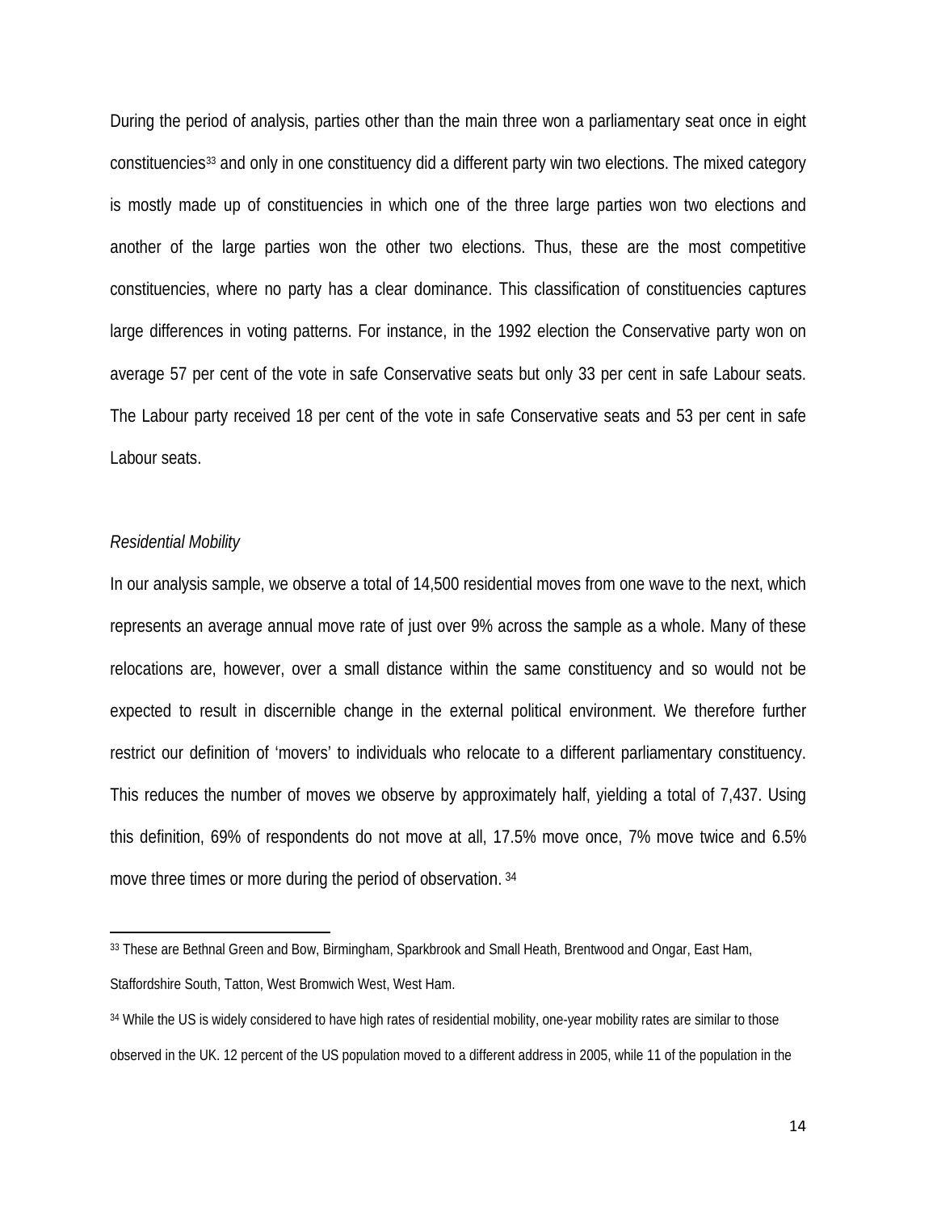During the period of analysis, parties other than the main three won a parliamentary seat once in eight constituencies[33] and only in one constituency did a different party win two elections. The mixed category is mostly made up of constituencies in which one of the three large parties won two elections and another of the large parties won the other two elections. Thus, these are the most competitive constituencies, where no party has a clear dominance. This classification of constituencies captures large differences in voting patterns. For instance, in the 1992 election the Conservative party won on average 57 per cent of the vote in safe Conservative seats but only 33 per cent in safe Labour seats. The Labour party received 18 per cent of the vote in safe Conservative seats and 53 per cent in safe Labour seats.

*Residential Mobility*

In our analysis sample, we observe a total of 14,500 residential moves from one wave to the next, which represents an average annual move rate of just over 9% across the sample as a whole. Many of these relocations are, however, over a small distance within the same constituency and so would not be expected to result in discernible change in the external political environment. We therefore further restrict our definition of 'movers' to individuals who relocate to a different parliamentary constituency. This reduces the number of moves we observe by approximately half, yielding a total of 7,437. Using this definition, 69% of respondents do not move at all, 17.5% move once, 7% move twice and 6.5% move three times or more during the period of observation. [34]

---

[33] These are Bethnal Green and Bow, Birmingham, Sparkbrook and Small Heath, Brentwood and Ongar, East Ham, Staffordshire South, Tatton, West Bromwich West, West Ham.

[34] While the US is widely considered to have high rates of residential mobility, one-year mobility rates are similar to those observed in the UK. 12 percent of the US population moved to a different address in 2005, while 11 of the population in the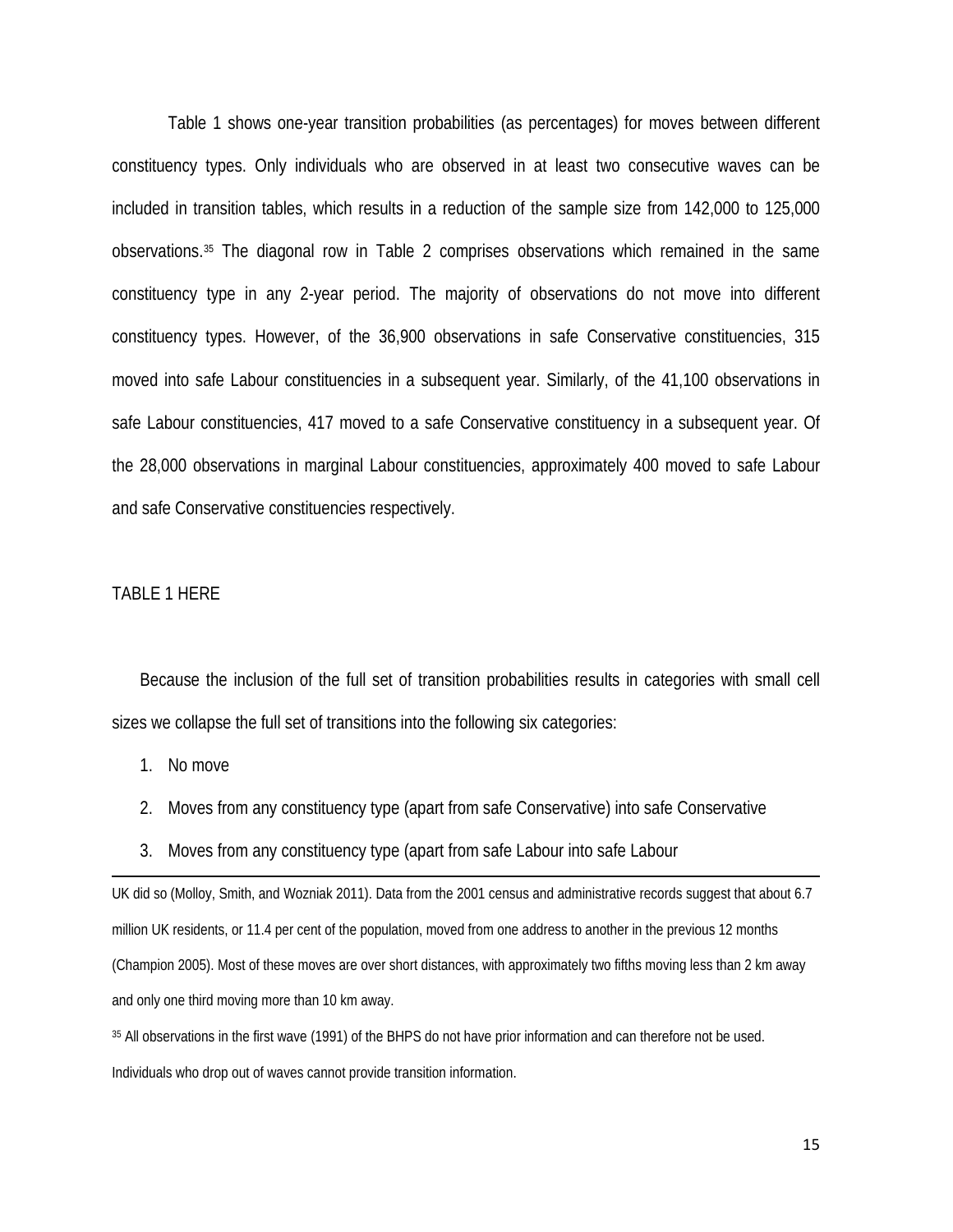Table 1 shows one-year transition probabilities (as percentages) for moves between different constituency types. Only individuals who are observed in at least two consecutive waves can be included in transition tables, which results in a reduction of the sample size from 142,000 to 125,000 observations.[35] The diagonal row in Table 2 comprises observations which remained in the same constituency type in any 2-year period. The majority of observations do not move into different constituency types. However, of the 36,900 observations in safe Conservative constituencies, 315 moved into safe Labour constituencies in a subsequent year. Similarly, of the 41,100 observations in safe Labour constituencies, 417 moved to a safe Conservative constituency in a subsequent year. Of the 28,000 observations in marginal Labour constituencies, approximately 400 moved to safe Labour and safe Conservative constituencies respectively.

TABLE 1 HERE

Because the inclusion of the full set of transition probabilities results in categories with small cell sizes we collapse the full set of transitions into the following six categories:

1. No move
2. Moves from any constituency type (apart from safe Conservative) into safe Conservative
3. Moves from any constituency type (apart from safe Labour into safe Labour

UK did so (Molloy, Smith, and Wozniak 2011). Data from the 2001 census and administrative records suggest that about 6.7 million UK residents, or 11.4 per cent of the population, moved from one address to another in the previous 12 months (Champion 2005). Most of these moves are over short distances, with approximately two fifths moving less than 2 km away and only one third moving more than 10 km away.

[35] All observations in the first wave (1991) of the BHPS do not have prior information and can therefore not be used. Individuals who drop out of waves cannot provide transition information.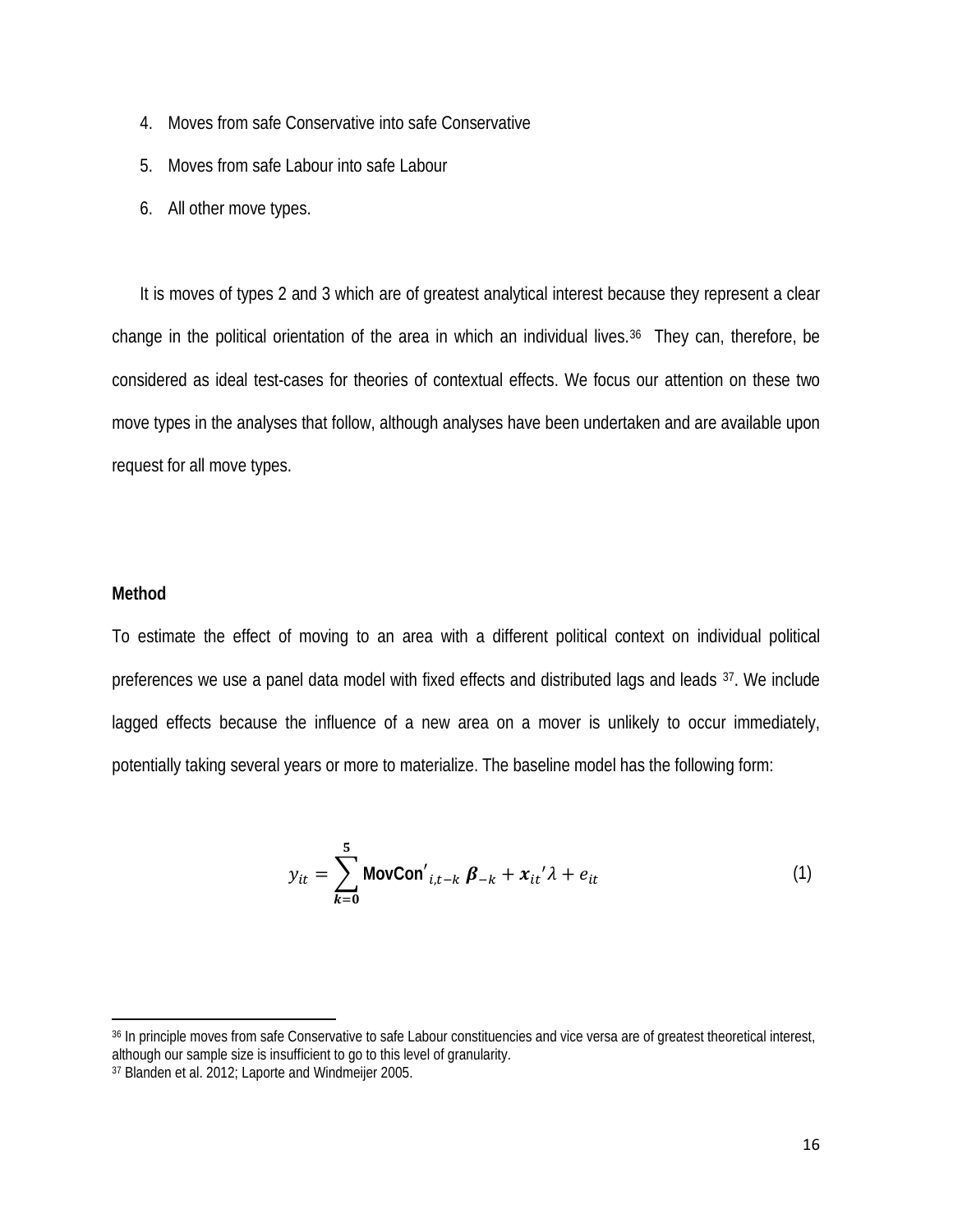4. Moves from safe Conservative into safe Conservative
5. Moves from safe Labour into safe Labour
6. All other move types.

It is moves of types 2 and 3 which are of greatest analytical interest because they represent a clear change in the political orientation of the area in which an individual lives.[36] They can, therefore, be considered as ideal test-cases for theories of contextual effects. We focus our attention on these two move types in the analyses that follow, although analyses have been undertaken and are available upon request for all move types.

**Method**

To estimate the effect of moving to an area with a different political context on individual political preferences we use a panel data model with fixed effects and distributed lags and leads [37]. We include lagged effects because the influence of a new area on a mover is unlikely to occur immediately, potentially taking several years or more to materialize. The baseline model has the following form:

$$y_{it} = \sum_{k=0}^{5} \mathbf{MovCon}'_{i,t-k}\, \boldsymbol{\beta}_{-k} + \boldsymbol{x}_{it}'\lambda + e_{it} \tag{1}$$

[36] In principle moves from safe Conservative to safe Labour constituencies and vice versa are of greatest theoretical interest, although our sample size is insufficient to go to this level of granularity.

[37] Blanden et al. 2012; Laporte and Windmeijer 2005.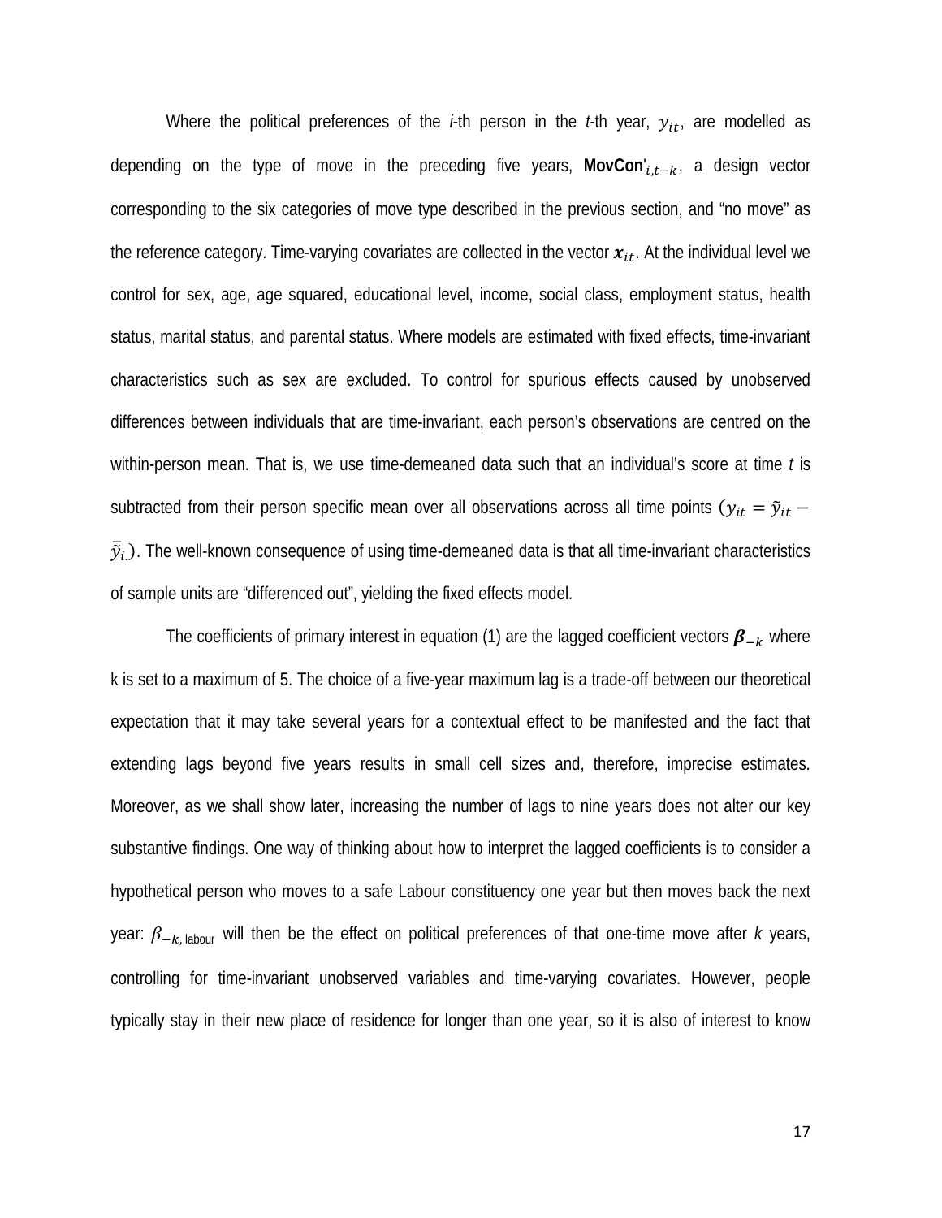Where the political preferences of the *i*-th person in the *t*-th year, $y_{it}$, are modelled as depending on the type of move in the preceding five years, $\mathbf{MovCon}'_{i,t-k}$, a design vector corresponding to the six categories of move type described in the previous section, and "no move" as the reference category. Time-varying covariates are collected in the vector $\boldsymbol{x}_{it}$. At the individual level we control for sex, age, age squared, educational level, income, social class, employment status, health status, marital status, and parental status. Where models are estimated with fixed effects, time-invariant characteristics such as sex are excluded. To control for spurious effects caused by unobserved differences between individuals that are time-invariant, each person's observations are centred on the within-person mean. That is, we use time-demeaned data such that an individual's score at time *t* is subtracted from their person specific mean over all observations across all time points ($y_{it} = \tilde{y}_{it} - \bar{\tilde{y}}_{i.}$). The well-known consequence of using time-demeaned data is that all time-invariant characteristics of sample units are "differenced out", yielding the fixed effects model.

The coefficients of primary interest in equation (1) are the lagged coefficient vectors $\boldsymbol{\beta}_{-k}$ where k is set to a maximum of 5. The choice of a five-year maximum lag is a trade-off between our theoretical expectation that it may take several years for a contextual effect to be manifested and the fact that extending lags beyond five years results in small cell sizes and, therefore, imprecise estimates. Moreover, as we shall show later, increasing the number of lags to nine years does not alter our key substantive findings. One way of thinking about how to interpret the lagged coefficients is to consider a hypothetical person who moves to a safe Labour constituency one year but then moves back the next year: $\beta_{-k,\,\text{labour}}$ will then be the effect on political preferences of that one-time move after *k* years, controlling for time-invariant unobserved variables and time-varying covariates. However, people typically stay in their new place of residence for longer than one year, so it is also of interest to know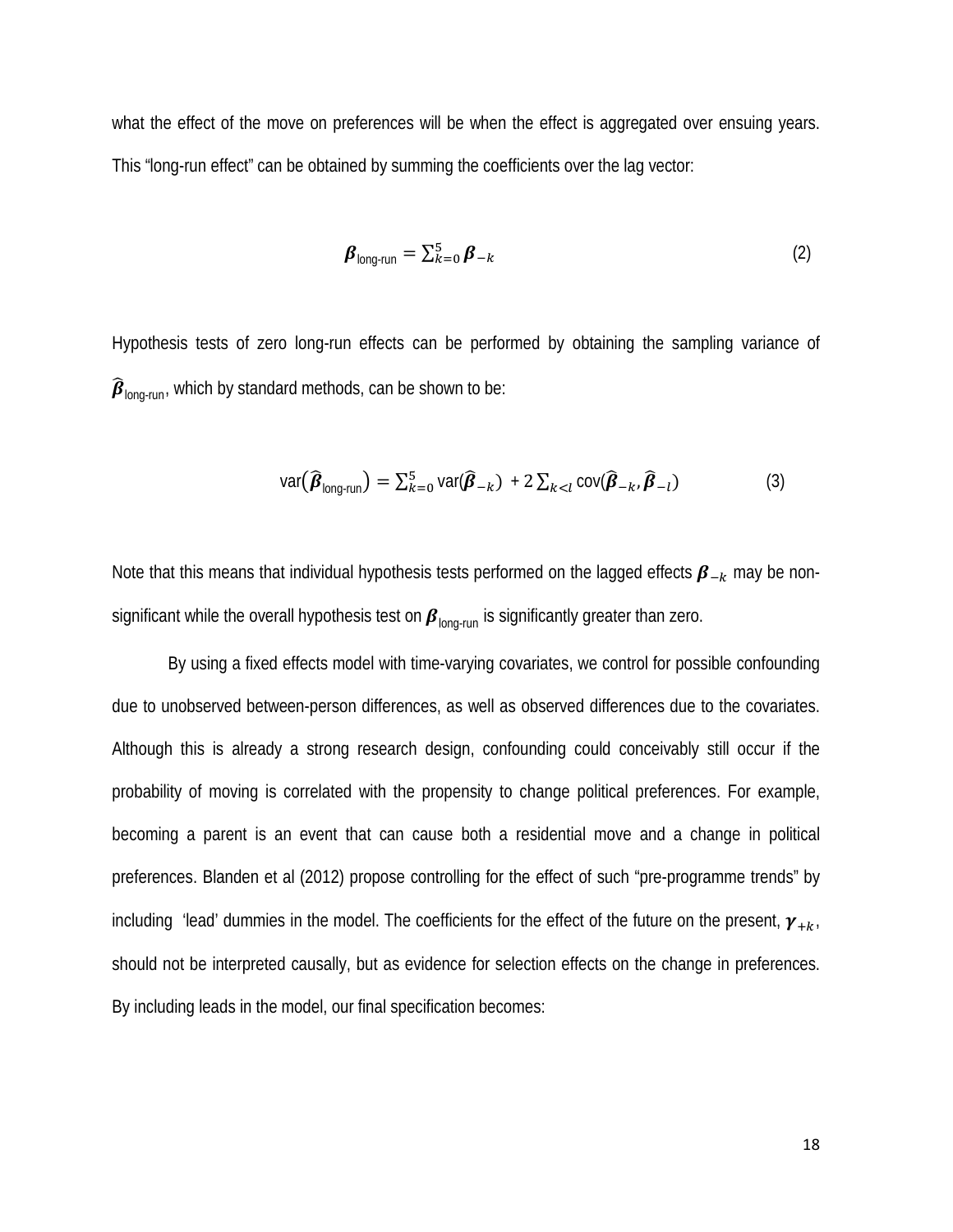what the effect of the move on preferences will be when the effect is aggregated over ensuing years. This "long-run effect" can be obtained by summing the coefficients over the lag vector:

$$\boldsymbol{\beta}_{\text{long-run}} = \sum_{k=0}^{5} \boldsymbol{\beta}_{-k} \tag{2}$$

Hypothesis tests of zero long-run effects can be performed by obtaining the sampling variance of $\widehat{\boldsymbol{\beta}}_{\text{long-run}}$, which by standard methods, can be shown to be:

$$\text{var}\left(\widehat{\boldsymbol{\beta}}_{\text{long-run}}\right) = \sum_{k=0}^{5} \text{var}(\widehat{\boldsymbol{\beta}}_{-k}) + 2\sum_{k<l} \text{cov}(\widehat{\boldsymbol{\beta}}_{-k}, \widehat{\boldsymbol{\beta}}_{-l}) \tag{3}$$

Note that this means that individual hypothesis tests performed on the lagged effects $\boldsymbol{\beta}_{-k}$ may be non-significant while the overall hypothesis test on $\boldsymbol{\beta}_{\text{long-run}}$ is significantly greater than zero.

By using a fixed effects model with time-varying covariates, we control for possible confounding due to unobserved between-person differences, as well as observed differences due to the covariates. Although this is already a strong research design, confounding could conceivably still occur if the probability of moving is correlated with the propensity to change political preferences. For example, becoming a parent is an event that can cause both a residential move and a change in political preferences. Blanden et al (2012) propose controlling for the effect of such "pre-programme trends" by including 'lead' dummies in the model. The coefficients for the effect of the future on the present, $\boldsymbol{\gamma}_{+k}$, should not be interpreted causally, but as evidence for selection effects on the change in preferences. By including leads in the model, our final specification becomes: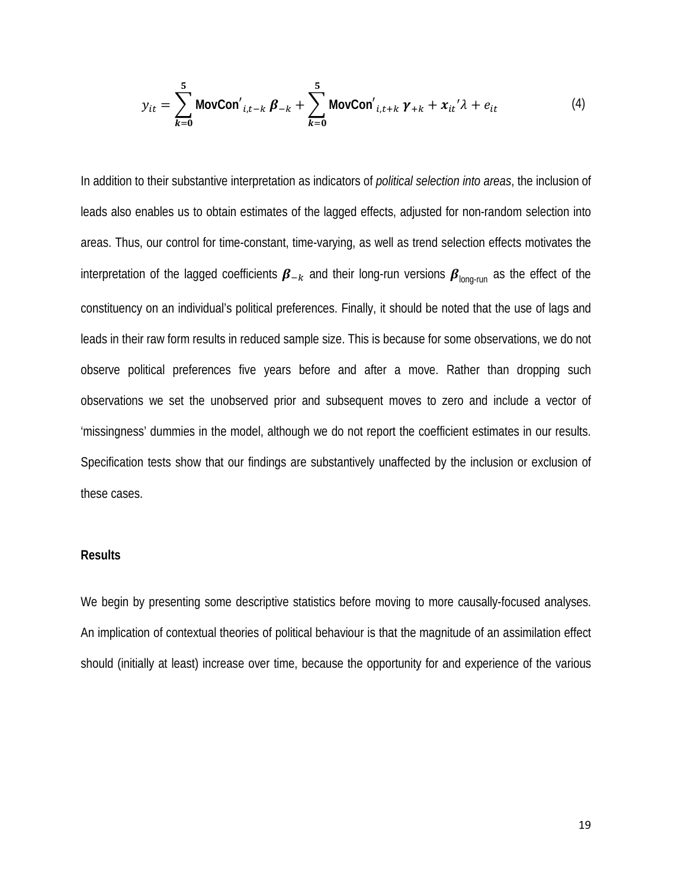$$y_{it} = \sum_{\boldsymbol{k}=\boldsymbol{0}}^{\boldsymbol{5}} \textbf{MovCon}'_{i,t-k}\, \boldsymbol{\beta}_{-k} + \sum_{\boldsymbol{k}=\boldsymbol{0}}^{\boldsymbol{5}} \textbf{MovCon}'_{i,t+k}\, \boldsymbol{\gamma}_{+k} + \boldsymbol{x}_{it}{}'\lambda + e_{it} \tag{4}$$

In addition to their substantive interpretation as indicators of *political selection into areas*, the inclusion of leads also enables us to obtain estimates of the lagged effects, adjusted for non-random selection into areas. Thus, our control for time-constant, time-varying, as well as trend selection effects motivates the interpretation of the lagged coefficients $\boldsymbol{\beta}_{-k}$ and their long-run versions $\boldsymbol{\beta}_{\text{long-run}}$ as the effect of the constituency on an individual's political preferences. Finally, it should be noted that the use of lags and leads in their raw form results in reduced sample size. This is because for some observations, we do not observe political preferences five years before and after a move. Rather than dropping such observations we set the unobserved prior and subsequent moves to zero and include a vector of 'missingness' dummies in the model, although we do not report the coefficient estimates in our results. Specification tests show that our findings are substantively unaffected by the inclusion or exclusion of these cases.

### Results

We begin by presenting some descriptive statistics before moving to more causally-focused analyses. An implication of contextual theories of political behaviour is that the magnitude of an assimilation effect should (initially at least) increase over time, because the opportunity for and experience of the various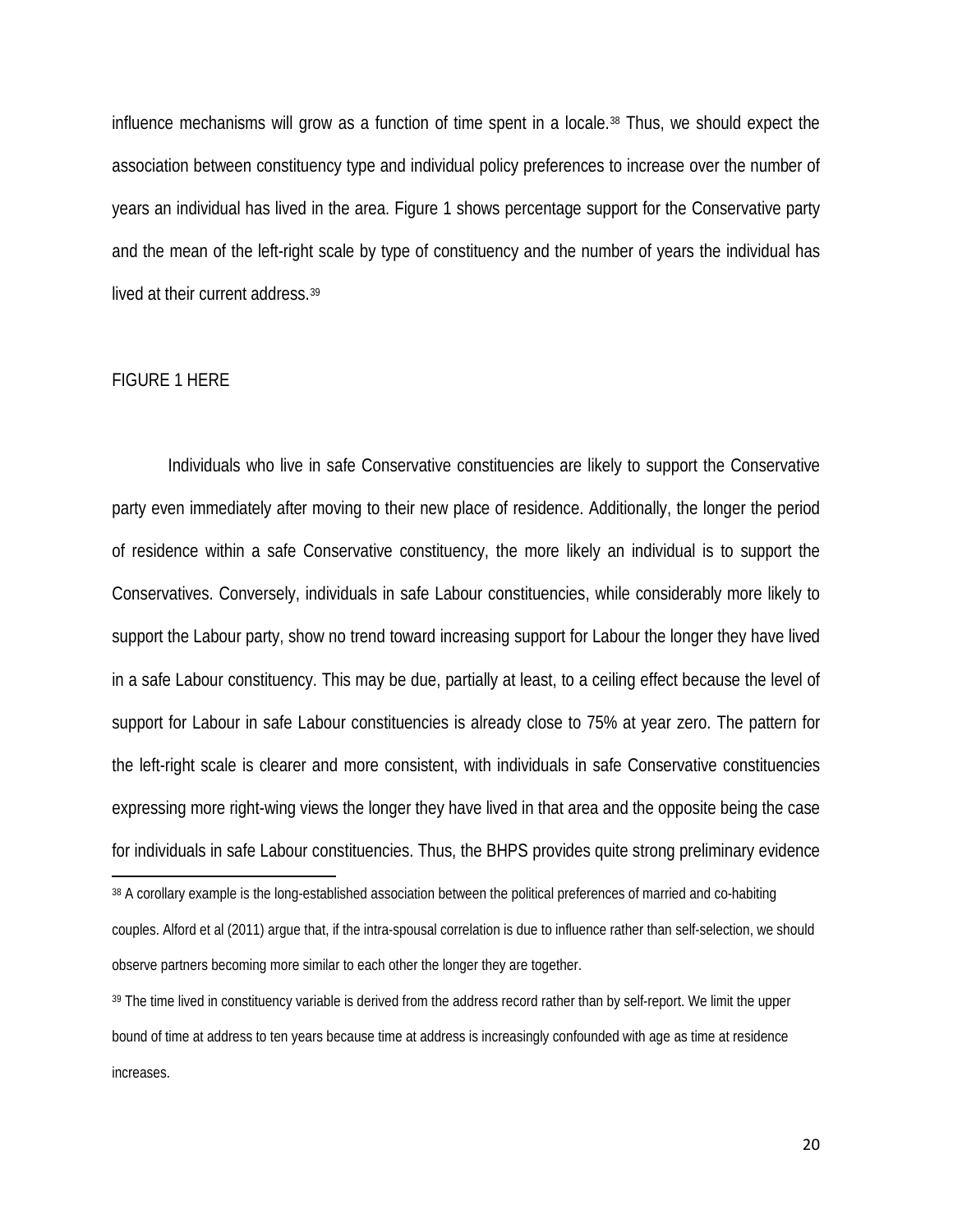influence mechanisms will grow as a function of time spent in a locale.[38] Thus, we should expect the association between constituency type and individual policy preferences to increase over the number of years an individual has lived in the area. Figure 1 shows percentage support for the Conservative party and the mean of the left-right scale by type of constituency and the number of years the individual has lived at their current address.[39]

FIGURE 1 HERE

Individuals who live in safe Conservative constituencies are likely to support the Conservative party even immediately after moving to their new place of residence. Additionally, the longer the period of residence within a safe Conservative constituency, the more likely an individual is to support the Conservatives. Conversely, individuals in safe Labour constituencies, while considerably more likely to support the Labour party, show no trend toward increasing support for Labour the longer they have lived in a safe Labour constituency. This may be due, partially at least, to a ceiling effect because the level of support for Labour in safe Labour constituencies is already close to 75% at year zero. The pattern for the left-right scale is clearer and more consistent, with individuals in safe Conservative constituencies expressing more right-wing views the longer they have lived in that area and the opposite being the case for individuals in safe Labour constituencies. Thus, the BHPS provides quite strong preliminary evidence

[38] A corollary example is the long-established association between the political preferences of married and co-habiting couples. Alford et al (2011) argue that, if the intra-spousal correlation is due to influence rather than self-selection, we should observe partners becoming more similar to each other the longer they are together.

[39] The time lived in constituency variable is derived from the address record rather than by self-report. We limit the upper bound of time at address to ten years because time at address is increasingly confounded with age as time at residence increases.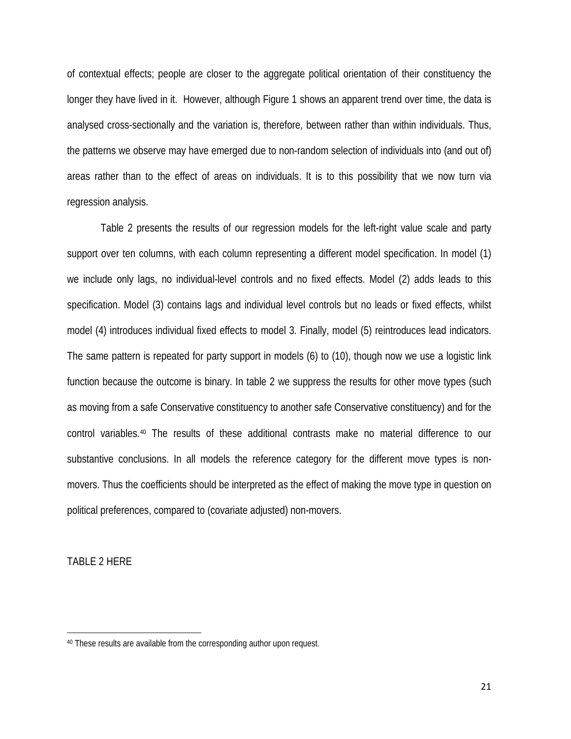of contextual effects; people are closer to the aggregate political orientation of their constituency the longer they have lived in it. However, although Figure 1 shows an apparent trend over time, the data is analysed cross-sectionally and the variation is, therefore, between rather than within individuals. Thus, the patterns we observe may have emerged due to non-random selection of individuals into (and out of) areas rather than to the effect of areas on individuals. It is to this possibility that we now turn via regression analysis.

Table 2 presents the results of our regression models for the left-right value scale and party support over ten columns, with each column representing a different model specification. In model (1) we include only lags, no individual-level controls and no fixed effects. Model (2) adds leads to this specification. Model (3) contains lags and individual level controls but no leads or fixed effects, whilst model (4) introduces individual fixed effects to model 3. Finally, model (5) reintroduces lead indicators. The same pattern is repeated for party support in models (6) to (10), though now we use a logistic link function because the outcome is binary. In table 2 we suppress the results for other move types (such as moving from a safe Conservative constituency to another safe Conservative constituency) and for the control variables.[40] The results of these additional contrasts make no material difference to our substantive conclusions. In all models the reference category for the different move types is non-movers. Thus the coefficients should be interpreted as the effect of making the move type in question on political preferences, compared to (covariate adjusted) non-movers.

TABLE 2 HERE

[40] These results are available from the corresponding author upon request.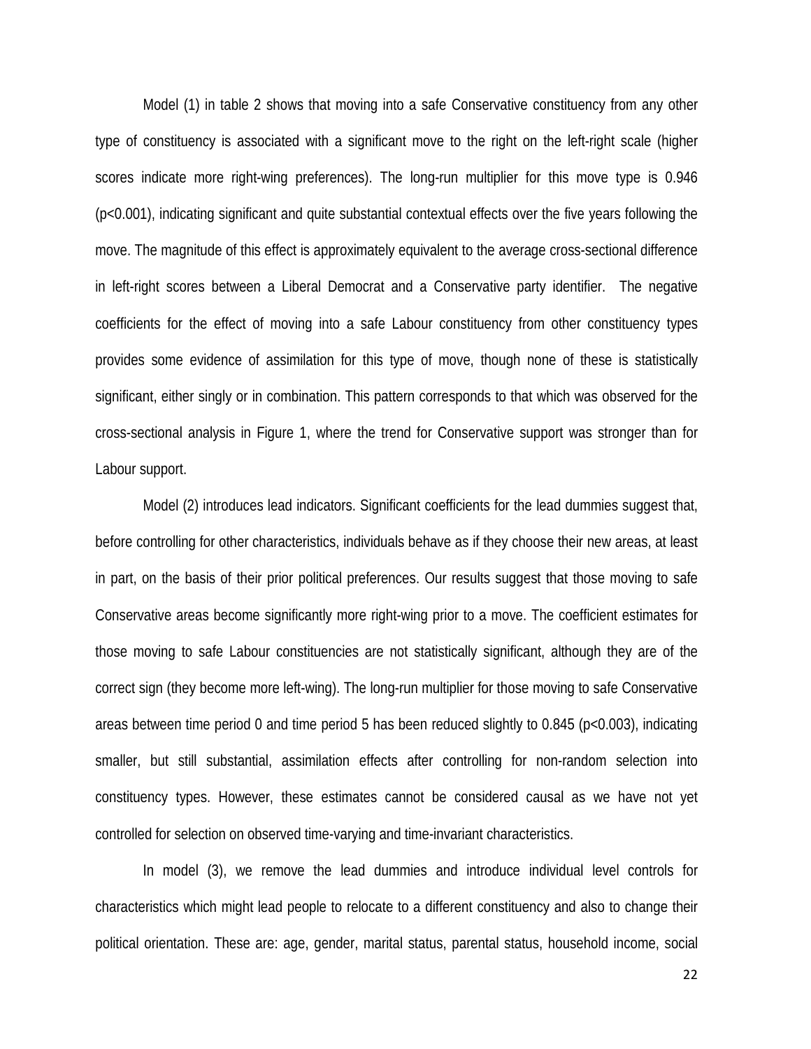Model (1) in table 2 shows that moving into a safe Conservative constituency from any other type of constituency is associated with a significant move to the right on the left-right scale (higher scores indicate more right-wing preferences). The long-run multiplier for this move type is 0.946 ($p<0.001$), indicating significant and quite substantial contextual effects over the five years following the move. The magnitude of this effect is approximately equivalent to the average cross-sectional difference in left-right scores between a Liberal Democrat and a Conservative party identifier. The negative coefficients for the effect of moving into a safe Labour constituency from other constituency types provides some evidence of assimilation for this type of move, though none of these is statistically significant, either singly or in combination. This pattern corresponds to that which was observed for the cross-sectional analysis in Figure 1, where the trend for Conservative support was stronger than for Labour support.

Model (2) introduces lead indicators. Significant coefficients for the lead dummies suggest that, before controlling for other characteristics, individuals behave as if they choose their new areas, at least in part, on the basis of their prior political preferences. Our results suggest that those moving to safe Conservative areas become significantly more right-wing prior to a move. The coefficient estimates for those moving to safe Labour constituencies are not statistically significant, although they are of the correct sign (they become more left-wing). The long-run multiplier for those moving to safe Conservative areas between time period 0 and time period 5 has been reduced slightly to 0.845 ($p<0.003$), indicating smaller, but still substantial, assimilation effects after controlling for non-random selection into constituency types. However, these estimates cannot be considered causal as we have not yet controlled for selection on observed time-varying and time-invariant characteristics.

In model (3), we remove the lead dummies and introduce individual level controls for characteristics which might lead people to relocate to a different constituency and also to change their political orientation. These are: age, gender, marital status, parental status, household income, social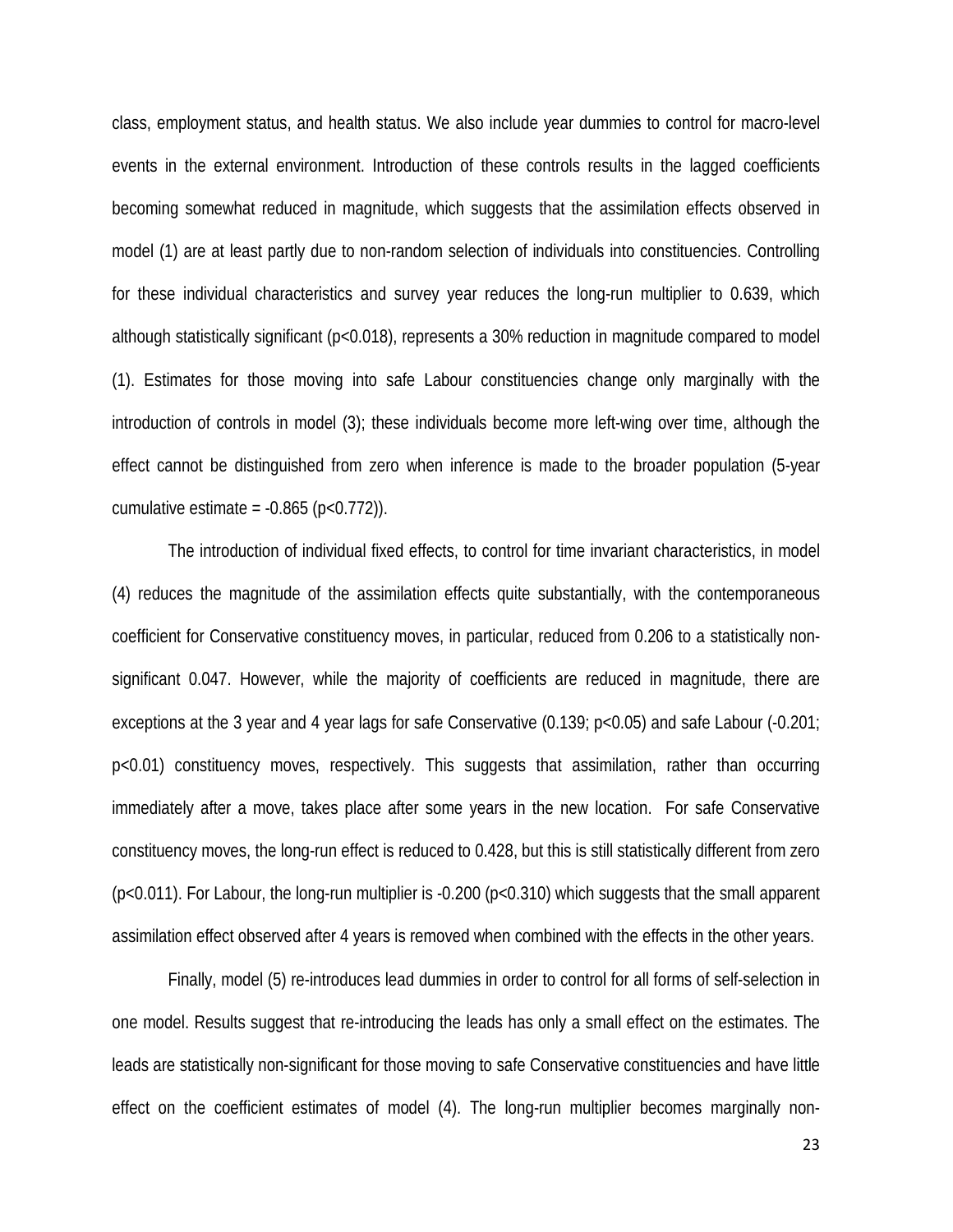class, employment status, and health status. We also include year dummies to control for macro-level events in the external environment. Introduction of these controls results in the lagged coefficients becoming somewhat reduced in magnitude, which suggests that the assimilation effects observed in model (1) are at least partly due to non-random selection of individuals into constituencies. Controlling for these individual characteristics and survey year reduces the long-run multiplier to 0.639, which although statistically significant ($p<0.018$), represents a 30% reduction in magnitude compared to model (1). Estimates for those moving into safe Labour constituencies change only marginally with the introduction of controls in model (3); these individuals become more left-wing over time, although the effect cannot be distinguished from zero when inference is made to the broader population (5-year cumulative estimate = -0.865 ($p<0.772$)).

The introduction of individual fixed effects, to control for time invariant characteristics, in model (4) reduces the magnitude of the assimilation effects quite substantially, with the contemporaneous coefficient for Conservative constituency moves, in particular, reduced from 0.206 to a statistically non-significant 0.047. However, while the majority of coefficients are reduced in magnitude, there are exceptions at the 3 year and 4 year lags for safe Conservative (0.139; $p<0.05$) and safe Labour (-0.201; $p<0.01$) constituency moves, respectively. This suggests that assimilation, rather than occurring immediately after a move, takes place after some years in the new location. For safe Conservative constituency moves, the long-run effect is reduced to 0.428, but this is still statistically different from zero ($p<0.011$). For Labour, the long-run multiplier is -0.200 ($p<0.310$) which suggests that the small apparent assimilation effect observed after 4 years is removed when combined with the effects in the other years.

Finally, model (5) re-introduces lead dummies in order to control for all forms of self-selection in one model. Results suggest that re-introducing the leads has only a small effect on the estimates. The leads are statistically non-significant for those moving to safe Conservative constituencies and have little effect on the coefficient estimates of model (4). The long-run multiplier becomes marginally non-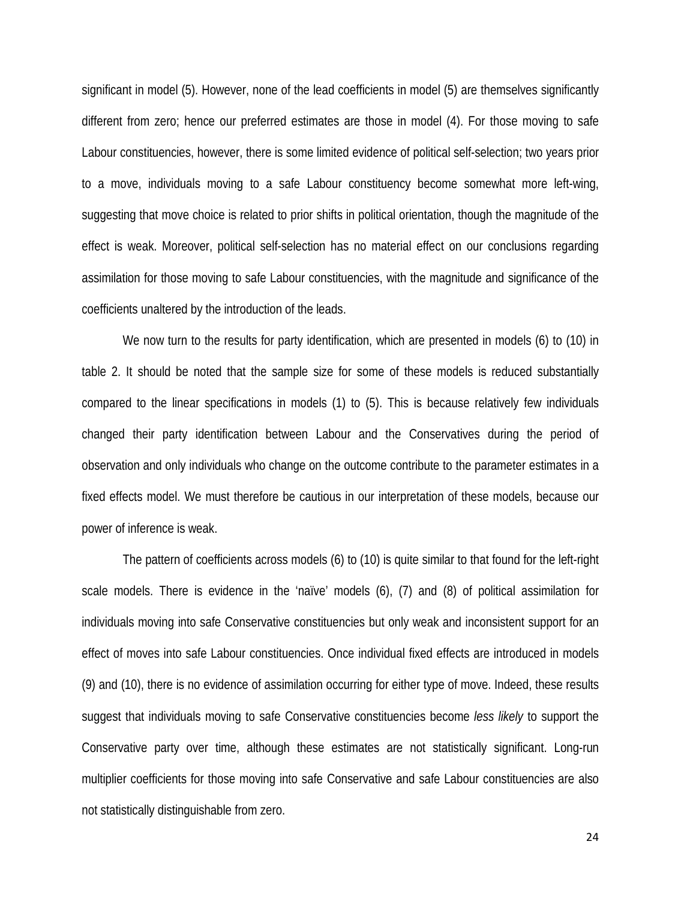significant in model (5). However, none of the lead coefficients in model (5) are themselves significantly different from zero; hence our preferred estimates are those in model (4). For those moving to safe Labour constituencies, however, there is some limited evidence of political self-selection; two years prior to a move, individuals moving to a safe Labour constituency become somewhat more left-wing, suggesting that move choice is related to prior shifts in political orientation, though the magnitude of the effect is weak. Moreover, political self-selection has no material effect on our conclusions regarding assimilation for those moving to safe Labour constituencies, with the magnitude and significance of the coefficients unaltered by the introduction of the leads.

We now turn to the results for party identification, which are presented in models (6) to (10) in table 2. It should be noted that the sample size for some of these models is reduced substantially compared to the linear specifications in models (1) to (5). This is because relatively few individuals changed their party identification between Labour and the Conservatives during the period of observation and only individuals who change on the outcome contribute to the parameter estimates in a fixed effects model. We must therefore be cautious in our interpretation of these models, because our power of inference is weak.

The pattern of coefficients across models (6) to (10) is quite similar to that found for the left-right scale models. There is evidence in the 'naïve' models (6), (7) and (8) of political assimilation for individuals moving into safe Conservative constituencies but only weak and inconsistent support for an effect of moves into safe Labour constituencies. Once individual fixed effects are introduced in models (9) and (10), there is no evidence of assimilation occurring for either type of move. Indeed, these results suggest that individuals moving to safe Conservative constituencies become *less likely* to support the Conservative party over time, although these estimates are not statistically significant. Long-run multiplier coefficients for those moving into safe Conservative and safe Labour constituencies are also not statistically distinguishable from zero.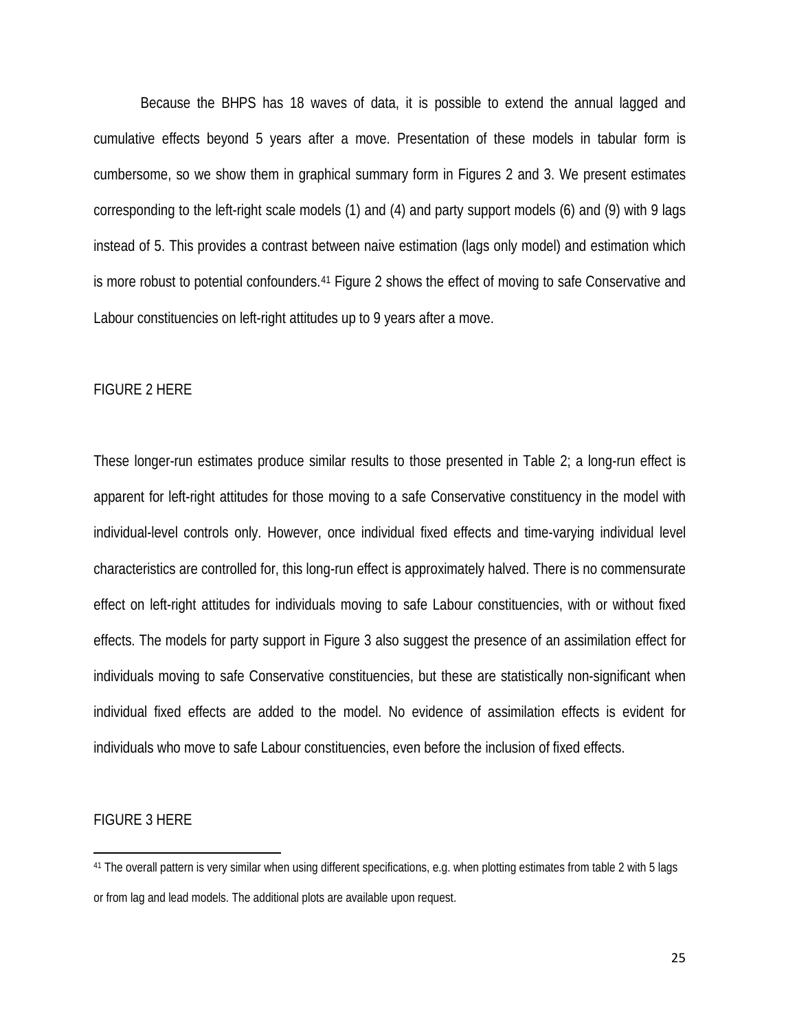Because the BHPS has 18 waves of data, it is possible to extend the annual lagged and cumulative effects beyond 5 years after a move. Presentation of these models in tabular form is cumbersome, so we show them in graphical summary form in Figures 2 and 3. We present estimates corresponding to the left-right scale models (1) and (4) and party support models (6) and (9) with 9 lags instead of 5. This provides a contrast between naive estimation (lags only model) and estimation which is more robust to potential confounders.[41] Figure 2 shows the effect of moving to safe Conservative and Labour constituencies on left-right attitudes up to 9 years after a move.

FIGURE 2 HERE

These longer-run estimates produce similar results to those presented in Table 2; a long-run effect is apparent for left-right attitudes for those moving to a safe Conservative constituency in the model with individual-level controls only. However, once individual fixed effects and time-varying individual level characteristics are controlled for, this long-run effect is approximately halved. There is no commensurate effect on left-right attitudes for individuals moving to safe Labour constituencies, with or without fixed effects. The models for party support in Figure 3 also suggest the presence of an assimilation effect for individuals moving to safe Conservative constituencies, but these are statistically non-significant when individual fixed effects are added to the model. No evidence of assimilation effects is evident for individuals who move to safe Labour constituencies, even before the inclusion of fixed effects.

FIGURE 3 HERE

[41] The overall pattern is very similar when using different specifications, e.g. when plotting estimates from table 2 with 5 lags or from lag and lead models. The additional plots are available upon request.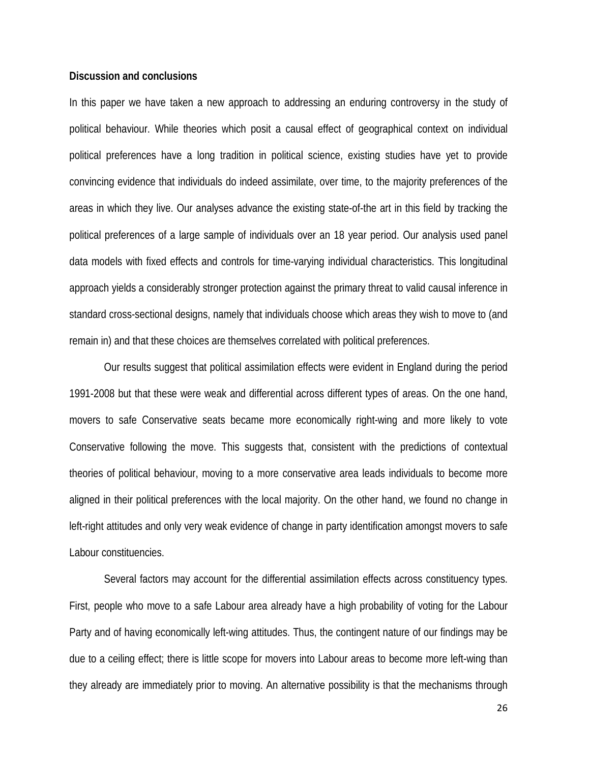**Discussion and conclusions**

In this paper we have taken a new approach to addressing an enduring controversy in the study of political behaviour. While theories which posit a causal effect of geographical context on individual political preferences have a long tradition in political science, existing studies have yet to provide convincing evidence that individuals do indeed assimilate, over time, to the majority preferences of the areas in which they live. Our analyses advance the existing state-of-the art in this field by tracking the political preferences of a large sample of individuals over an 18 year period. Our analysis used panel data models with fixed effects and controls for time-varying individual characteristics. This longitudinal approach yields a considerably stronger protection against the primary threat to valid causal inference in standard cross-sectional designs, namely that individuals choose which areas they wish to move to (and remain in) and that these choices are themselves correlated with political preferences.

Our results suggest that political assimilation effects were evident in England during the period 1991-2008 but that these were weak and differential across different types of areas. On the one hand, movers to safe Conservative seats became more economically right-wing and more likely to vote Conservative following the move. This suggests that, consistent with the predictions of contextual theories of political behaviour, moving to a more conservative area leads individuals to become more aligned in their political preferences with the local majority. On the other hand, we found no change in left-right attitudes and only very weak evidence of change in party identification amongst movers to safe Labour constituencies.

Several factors may account for the differential assimilation effects across constituency types. First, people who move to a safe Labour area already have a high probability of voting for the Labour Party and of having economically left-wing attitudes. Thus, the contingent nature of our findings may be due to a ceiling effect; there is little scope for movers into Labour areas to become more left-wing than they already are immediately prior to moving. An alternative possibility is that the mechanisms through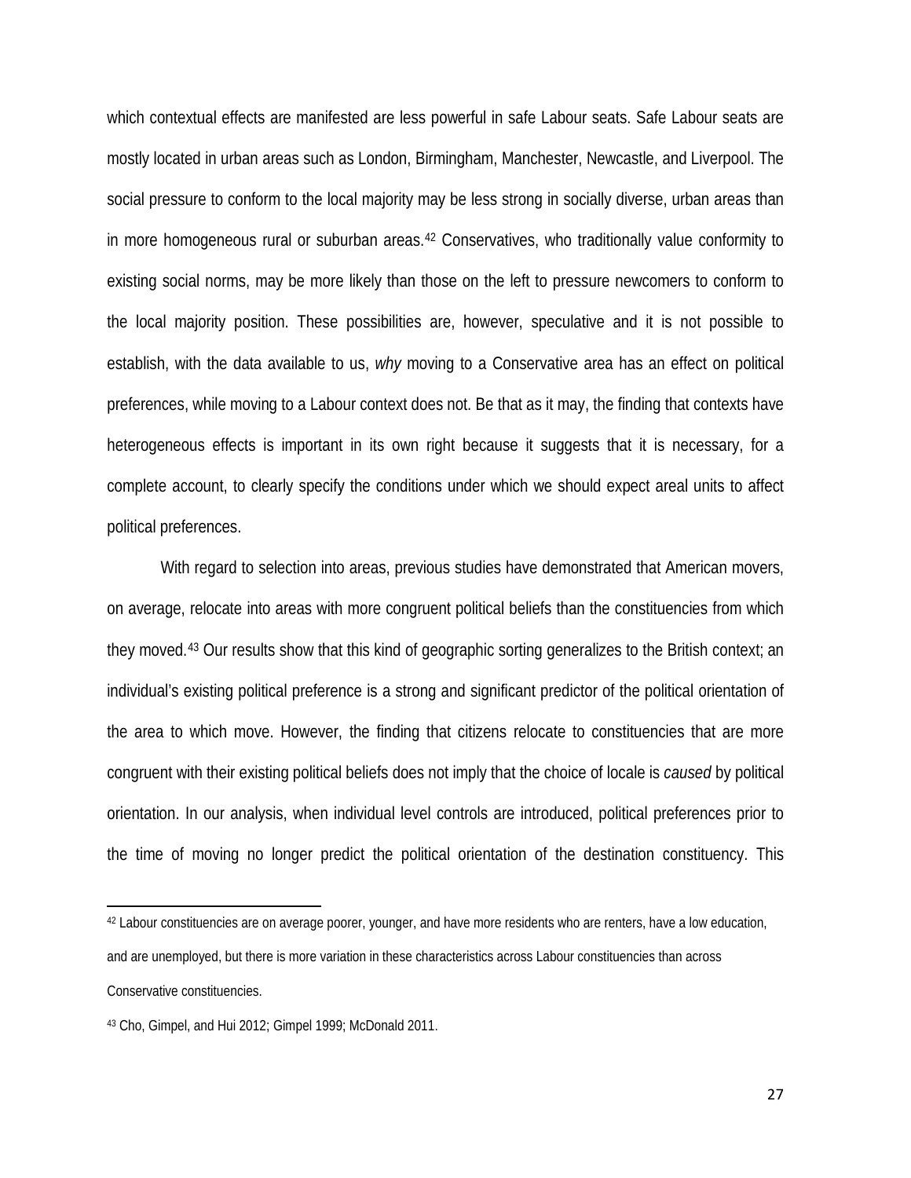which contextual effects are manifested are less powerful in safe Labour seats. Safe Labour seats are mostly located in urban areas such as London, Birmingham, Manchester, Newcastle, and Liverpool. The social pressure to conform to the local majority may be less strong in socially diverse, urban areas than in more homogeneous rural or suburban areas.[42] Conservatives, who traditionally value conformity to existing social norms, may be more likely than those on the left to pressure newcomers to conform to the local majority position. These possibilities are, however, speculative and it is not possible to establish, with the data available to us, *why* moving to a Conservative area has an effect on political preferences, while moving to a Labour context does not. Be that as it may, the finding that contexts have heterogeneous effects is important in its own right because it suggests that it is necessary, for a complete account, to clearly specify the conditions under which we should expect areal units to affect political preferences.

With regard to selection into areas, previous studies have demonstrated that American movers, on average, relocate into areas with more congruent political beliefs than the constituencies from which they moved.[43] Our results show that this kind of geographic sorting generalizes to the British context; an individual's existing political preference is a strong and significant predictor of the political orientation of the area to which move. However, the finding that citizens relocate to constituencies that are more congruent with their existing political beliefs does not imply that the choice of locale is *caused* by political orientation. In our analysis, when individual level controls are introduced, political preferences prior to the time of moving no longer predict the political orientation of the destination constituency. This

---

[42] Labour constituencies are on average poorer, younger, and have more residents who are renters, have a low education, and are unemployed, but there is more variation in these characteristics across Labour constituencies than across Conservative constituencies.

[43] Cho, Gimpel, and Hui 2012; Gimpel 1999; McDonald 2011.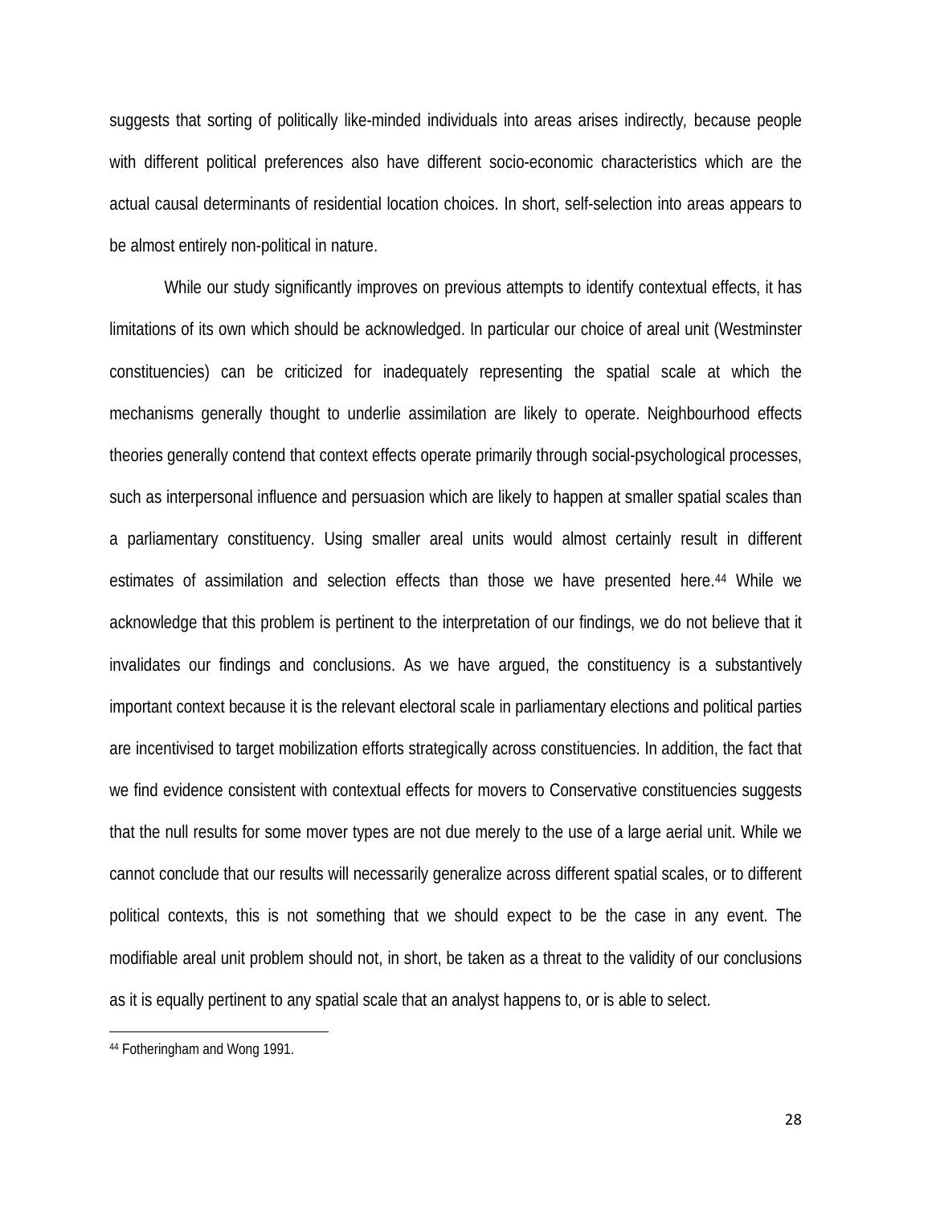suggests that sorting of politically like-minded individuals into areas arises indirectly, because people with different political preferences also have different socio-economic characteristics which are the actual causal determinants of residential location choices. In short, self-selection into areas appears to be almost entirely non-political in nature.

While our study significantly improves on previous attempts to identify contextual effects, it has limitations of its own which should be acknowledged. In particular our choice of areal unit (Westminster constituencies) can be criticized for inadequately representing the spatial scale at which the mechanisms generally thought to underlie assimilation are likely to operate. Neighbourhood effects theories generally contend that context effects operate primarily through social-psychological processes, such as interpersonal influence and persuasion which are likely to happen at smaller spatial scales than a parliamentary constituency. Using smaller areal units would almost certainly result in different estimates of assimilation and selection effects than those we have presented here.[44] While we acknowledge that this problem is pertinent to the interpretation of our findings, we do not believe that it invalidates our findings and conclusions. As we have argued, the constituency is a substantively important context because it is the relevant electoral scale in parliamentary elections and political parties are incentivised to target mobilization efforts strategically across constituencies. In addition, the fact that we find evidence consistent with contextual effects for movers to Conservative constituencies suggests that the null results for some mover types are not due merely to the use of a large aerial unit. While we cannot conclude that our results will necessarily generalize across different spatial scales, or to different political contexts, this is not something that we should expect to be the case in any event. The modifiable areal unit problem should not, in short, be taken as a threat to the validity of our conclusions as it is equally pertinent to any spatial scale that an analyst happens to, or is able to select.

---

[44] Fotheringham and Wong 1991.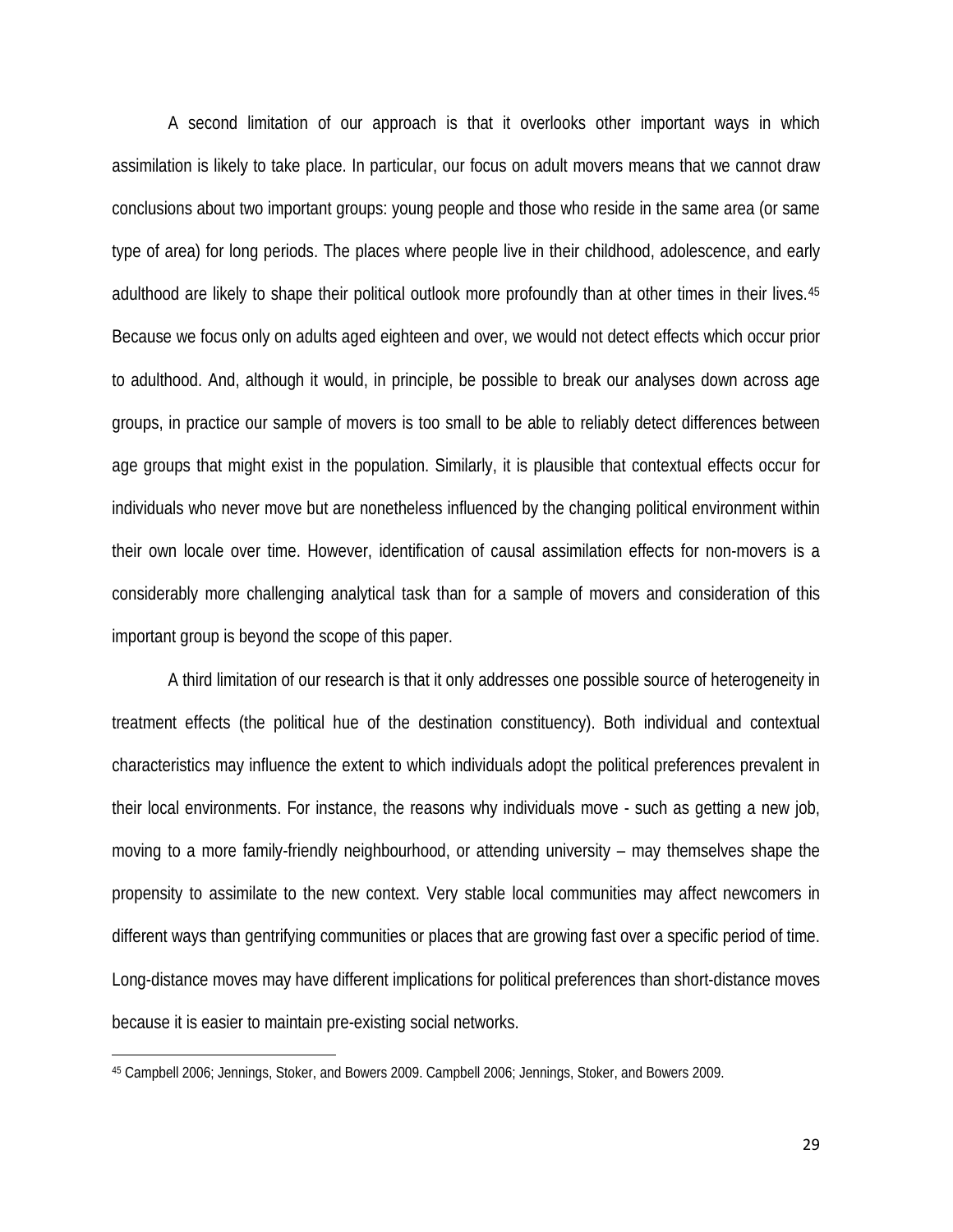A second limitation of our approach is that it overlooks other important ways in which assimilation is likely to take place. In particular, our focus on adult movers means that we cannot draw conclusions about two important groups: young people and those who reside in the same area (or same type of area) for long periods. The places where people live in their childhood, adolescence, and early adulthood are likely to shape their political outlook more profoundly than at other times in their lives.[45] Because we focus only on adults aged eighteen and over, we would not detect effects which occur prior to adulthood. And, although it would, in principle, be possible to break our analyses down across age groups, in practice our sample of movers is too small to be able to reliably detect differences between age groups that might exist in the population. Similarly, it is plausible that contextual effects occur for individuals who never move but are nonetheless influenced by the changing political environment within their own locale over time. However, identification of causal assimilation effects for non-movers is a considerably more challenging analytical task than for a sample of movers and consideration of this important group is beyond the scope of this paper.

A third limitation of our research is that it only addresses one possible source of heterogeneity in treatment effects (the political hue of the destination constituency). Both individual and contextual characteristics may influence the extent to which individuals adopt the political preferences prevalent in their local environments. For instance, the reasons why individuals move - such as getting a new job, moving to a more family-friendly neighbourhood, or attending university – may themselves shape the propensity to assimilate to the new context. Very stable local communities may affect newcomers in different ways than gentrifying communities or places that are growing fast over a specific period of time. Long-distance moves may have different implications for political preferences than short-distance moves because it is easier to maintain pre-existing social networks.

[45] Campbell 2006; Jennings, Stoker, and Bowers 2009. Campbell 2006; Jennings, Stoker, and Bowers 2009.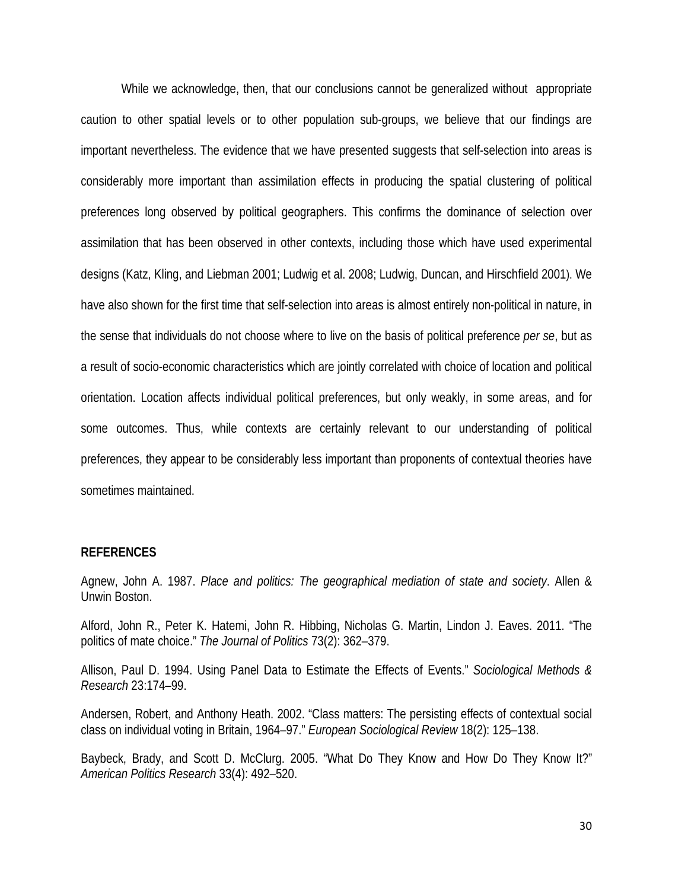While we acknowledge, then, that our conclusions cannot be generalized without appropriate caution to other spatial levels or to other population sub-groups, we believe that our findings are important nevertheless. The evidence that we have presented suggests that self-selection into areas is considerably more important than assimilation effects in producing the spatial clustering of political preferences long observed by political geographers. This confirms the dominance of selection over assimilation that has been observed in other contexts, including those which have used experimental designs (Katz, Kling, and Liebman 2001; Ludwig et al. 2008; Ludwig, Duncan, and Hirschfield 2001). We have also shown for the first time that self-selection into areas is almost entirely non-political in nature, in the sense that individuals do not choose where to live on the basis of political preference *per se*, but as a result of socio-economic characteristics which are jointly correlated with choice of location and political orientation. Location affects individual political preferences, but only weakly, in some areas, and for some outcomes. Thus, while contexts are certainly relevant to our understanding of political preferences, they appear to be considerably less important than proponents of contextual theories have sometimes maintained.

## REFERENCES

Agnew, John A. 1987. *Place and politics: The geographical mediation of state and society*. Allen & Unwin Boston.

Alford, John R., Peter K. Hatemi, John R. Hibbing, Nicholas G. Martin, Lindon J. Eaves. 2011. "The politics of mate choice." *The Journal of Politics* 73(2): 362–379.

Allison, Paul D. 1994. Using Panel Data to Estimate the Effects of Events." *Sociological Methods & Research* 23:174–99.

Andersen, Robert, and Anthony Heath. 2002. "Class matters: The persisting effects of contextual social class on individual voting in Britain, 1964–97." *European Sociological Review* 18(2): 125–138.

Baybeck, Brady, and Scott D. McClurg. 2005. "What Do They Know and How Do They Know It?" *American Politics Research* 33(4): 492–520.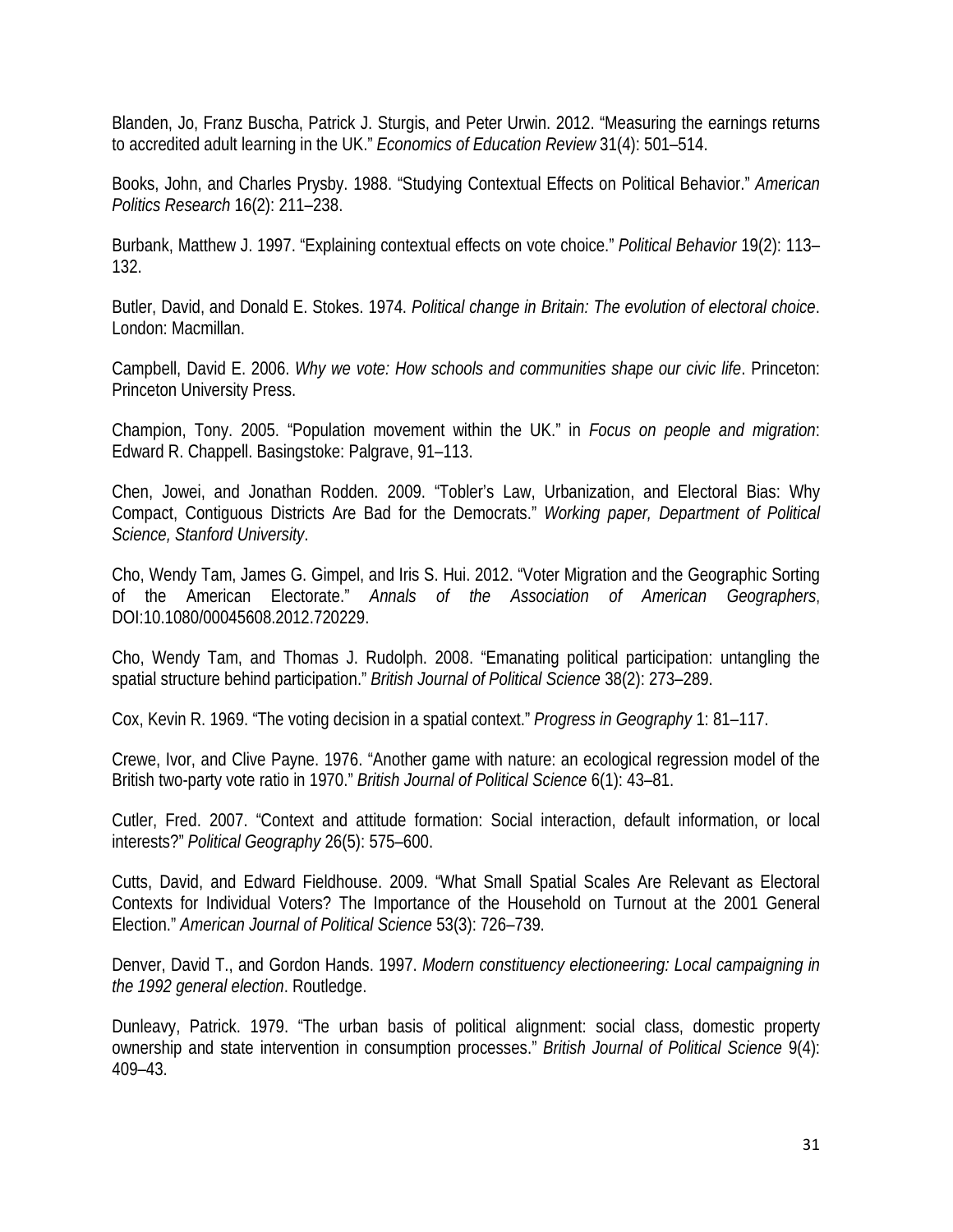Blanden, Jo, Franz Buscha, Patrick J. Sturgis, and Peter Urwin. 2012. "Measuring the earnings returns to accredited adult learning in the UK." *Economics of Education Review* 31(4): 501–514.

Books, John, and Charles Prysby. 1988. "Studying Contextual Effects on Political Behavior." *American Politics Research* 16(2): 211–238.

Burbank, Matthew J. 1997. "Explaining contextual effects on vote choice." *Political Behavior* 19(2): 113–132.

Butler, David, and Donald E. Stokes. 1974. *Political change in Britain: The evolution of electoral choice*. London: Macmillan.

Campbell, David E. 2006. *Why we vote: How schools and communities shape our civic life*. Princeton: Princeton University Press.

Champion, Tony. 2005. "Population movement within the UK." in *Focus on people and migration*: Edward R. Chappell. Basingstoke: Palgrave, 91–113.

Chen, Jowei, and Jonathan Rodden. 2009. "Tobler's Law, Urbanization, and Electoral Bias: Why Compact, Contiguous Districts Are Bad for the Democrats." *Working paper, Department of Political Science, Stanford University*.

Cho, Wendy Tam, James G. Gimpel, and Iris S. Hui. 2012. "Voter Migration and the Geographic Sorting of the American Electorate." *Annals of the Association of American Geographers*, DOI:10.1080/00045608.2012.720229.

Cho, Wendy Tam, and Thomas J. Rudolph. 2008. "Emanating political participation: untangling the spatial structure behind participation." *British Journal of Political Science* 38(2): 273–289.

Cox, Kevin R. 1969. "The voting decision in a spatial context." *Progress in Geography* 1: 81–117.

Crewe, Ivor, and Clive Payne. 1976. "Another game with nature: an ecological regression model of the British two-party vote ratio in 1970." *British Journal of Political Science* 6(1): 43–81.

Cutler, Fred. 2007. "Context and attitude formation: Social interaction, default information, or local interests?" *Political Geography* 26(5): 575–600.

Cutts, David, and Edward Fieldhouse. 2009. "What Small Spatial Scales Are Relevant as Electoral Contexts for Individual Voters? The Importance of the Household on Turnout at the 2001 General Election." *American Journal of Political Science* 53(3): 726–739.

Denver, David T., and Gordon Hands. 1997. *Modern constituency electioneering: Local campaigning in the 1992 general election*. Routledge.

Dunleavy, Patrick. 1979. "The urban basis of political alignment: social class, domestic property ownership and state intervention in consumption processes." *British Journal of Political Science* 9(4): 409–43.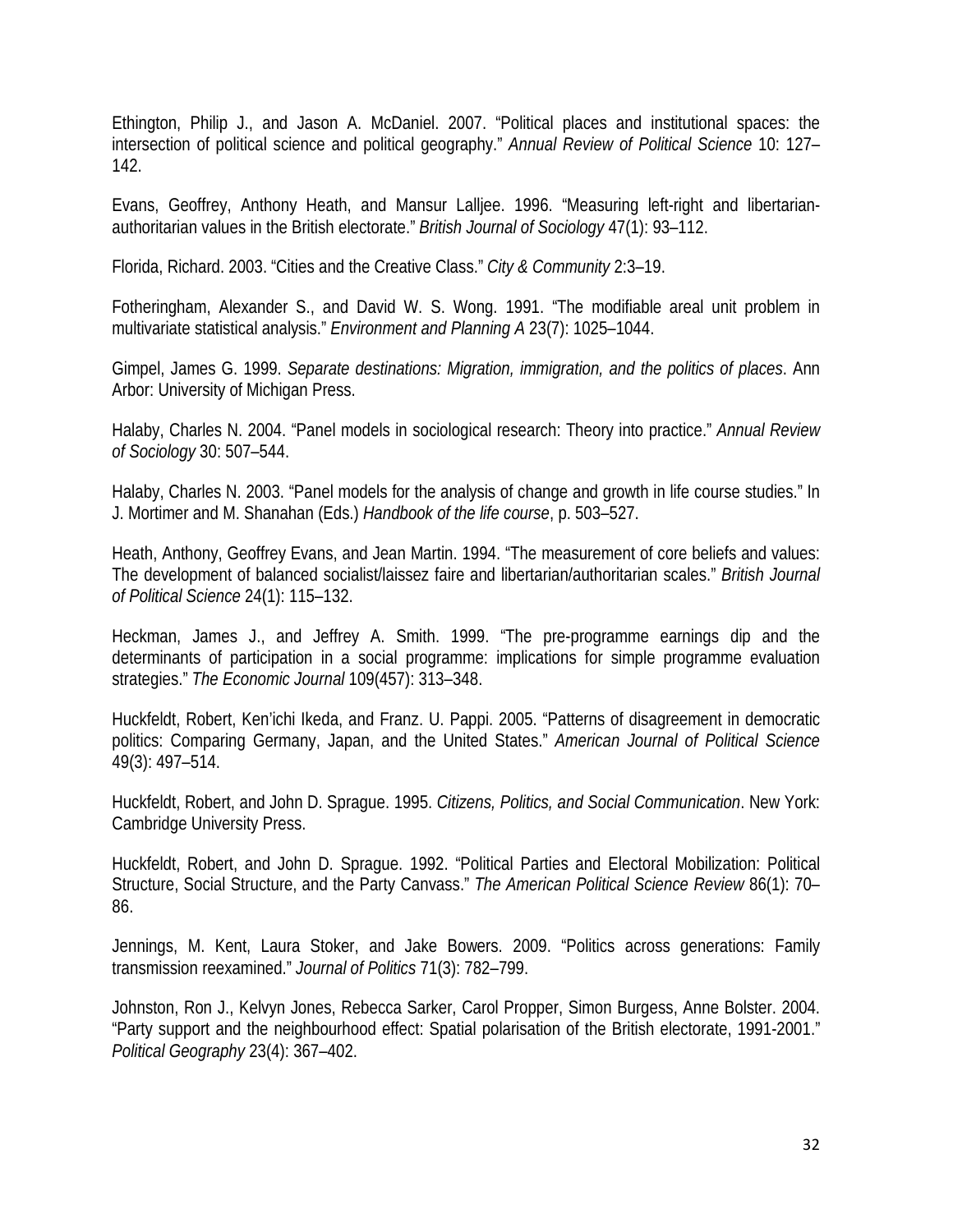Ethington, Philip J., and Jason A. McDaniel. 2007. "Political places and institutional spaces: the intersection of political science and political geography." *Annual Review of Political Science* 10: 127–142.

Evans, Geoffrey, Anthony Heath, and Mansur Lalljee. 1996. "Measuring left-right and libertarian-authoritarian values in the British electorate." *British Journal of Sociology* 47(1): 93–112.

Florida, Richard. 2003. "Cities and the Creative Class." *City & Community* 2:3–19.

Fotheringham, Alexander S., and David W. S. Wong. 1991. "The modifiable areal unit problem in multivariate statistical analysis." *Environment and Planning A* 23(7): 1025–1044.

Gimpel, James G. 1999. *Separate destinations: Migration, immigration, and the politics of places*. Ann Arbor: University of Michigan Press.

Halaby, Charles N. 2004. "Panel models in sociological research: Theory into practice." *Annual Review of Sociology* 30: 507–544.

Halaby, Charles N. 2003. "Panel models for the analysis of change and growth in life course studies." In J. Mortimer and M. Shanahan (Eds.) *Handbook of the life course*, p. 503–527.

Heath, Anthony, Geoffrey Evans, and Jean Martin. 1994. "The measurement of core beliefs and values: The development of balanced socialist/laissez faire and libertarian/authoritarian scales." *British Journal of Political Science* 24(1): 115–132.

Heckman, James J., and Jeffrey A. Smith. 1999. "The pre-programme earnings dip and the determinants of participation in a social programme: implications for simple programme evaluation strategies." *The Economic Journal* 109(457): 313–348.

Huckfeldt, Robert, Ken'ichi Ikeda, and Franz. U. Pappi. 2005. "Patterns of disagreement in democratic politics: Comparing Germany, Japan, and the United States." *American Journal of Political Science* 49(3): 497–514.

Huckfeldt, Robert, and John D. Sprague. 1995. *Citizens, Politics, and Social Communication*. New York: Cambridge University Press.

Huckfeldt, Robert, and John D. Sprague. 1992. "Political Parties and Electoral Mobilization: Political Structure, Social Structure, and the Party Canvass." *The American Political Science Review* 86(1): 70–86.

Jennings, M. Kent, Laura Stoker, and Jake Bowers. 2009. "Politics across generations: Family transmission reexamined." *Journal of Politics* 71(3): 782–799.

Johnston, Ron J., Kelvyn Jones, Rebecca Sarker, Carol Propper, Simon Burgess, Anne Bolster. 2004. "Party support and the neighbourhood effect: Spatial polarisation of the British electorate, 1991-2001." *Political Geography* 23(4): 367–402.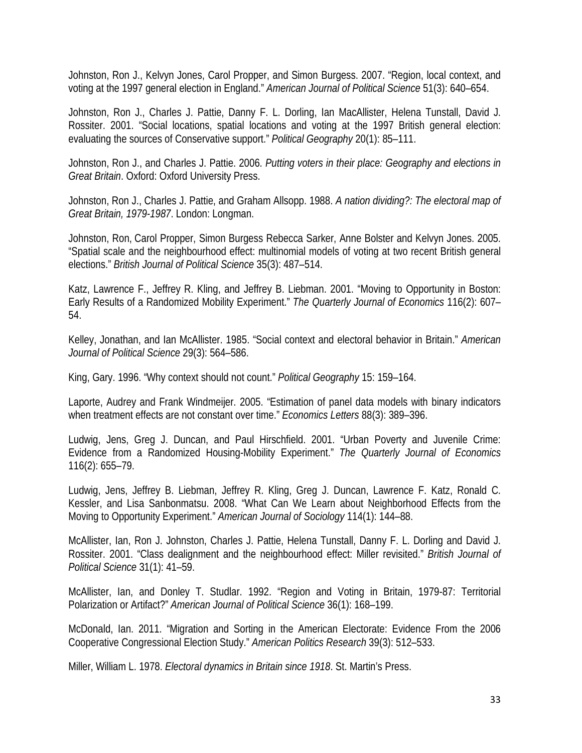Johnston, Ron J., Kelvyn Jones, Carol Propper, and Simon Burgess. 2007. "Region, local context, and voting at the 1997 general election in England." *American Journal of Political Science* 51(3): 640–654.

Johnston, Ron J., Charles J. Pattie, Danny F. L. Dorling, Ian MacAllister, Helena Tunstall, David J. Rossiter. 2001. "Social locations, spatial locations and voting at the 1997 British general election: evaluating the sources of Conservative support." *Political Geography* 20(1): 85–111.

Johnston, Ron J., and Charles J. Pattie. 2006. *Putting voters in their place: Geography and elections in Great Britain*. Oxford: Oxford University Press.

Johnston, Ron J., Charles J. Pattie, and Graham Allsopp. 1988. *A nation dividing?: The electoral map of Great Britain, 1979-1987*. London: Longman.

Johnston, Ron, Carol Propper, Simon Burgess Rebecca Sarker, Anne Bolster and Kelvyn Jones. 2005. "Spatial scale and the neighbourhood effect: multinomial models of voting at two recent British general elections." *British Journal of Political Science* 35(3): 487–514.

Katz, Lawrence F., Jeffrey R. Kling, and Jeffrey B. Liebman. 2001. "Moving to Opportunity in Boston: Early Results of a Randomized Mobility Experiment." *The Quarterly Journal of Economics* 116(2): 607–54.

Kelley, Jonathan, and Ian McAllister. 1985. "Social context and electoral behavior in Britain." *American Journal of Political Science* 29(3): 564–586.

King, Gary. 1996. "Why context should not count." *Political Geography* 15: 159–164.

Laporte, Audrey and Frank Windmeijer. 2005. "Estimation of panel data models with binary indicators when treatment effects are not constant over time." *Economics Letters* 88(3): 389–396.

Ludwig, Jens, Greg J. Duncan, and Paul Hirschfield. 2001. "Urban Poverty and Juvenile Crime: Evidence from a Randomized Housing-Mobility Experiment." *The Quarterly Journal of Economics* 116(2): 655–79.

Ludwig, Jens, Jeffrey B. Liebman, Jeffrey R. Kling, Greg J. Duncan, Lawrence F. Katz, Ronald C. Kessler, and Lisa Sanbonmatsu. 2008. "What Can We Learn about Neighborhood Effects from the Moving to Opportunity Experiment." *American Journal of Sociology* 114(1): 144–88.

McAllister, Ian, Ron J. Johnston, Charles J. Pattie, Helena Tunstall, Danny F. L. Dorling and David J. Rossiter. 2001. "Class dealignment and the neighbourhood effect: Miller revisited." *British Journal of Political Science* 31(1): 41–59.

McAllister, Ian, and Donley T. Studlar. 1992. "Region and Voting in Britain, 1979-87: Territorial Polarization or Artifact?" *American Journal of Political Science* 36(1): 168–199.

McDonald, Ian. 2011. "Migration and Sorting in the American Electorate: Evidence From the 2006 Cooperative Congressional Election Study." *American Politics Research* 39(3): 512–533.

Miller, William L. 1978. *Electoral dynamics in Britain since 1918*. St. Martin's Press.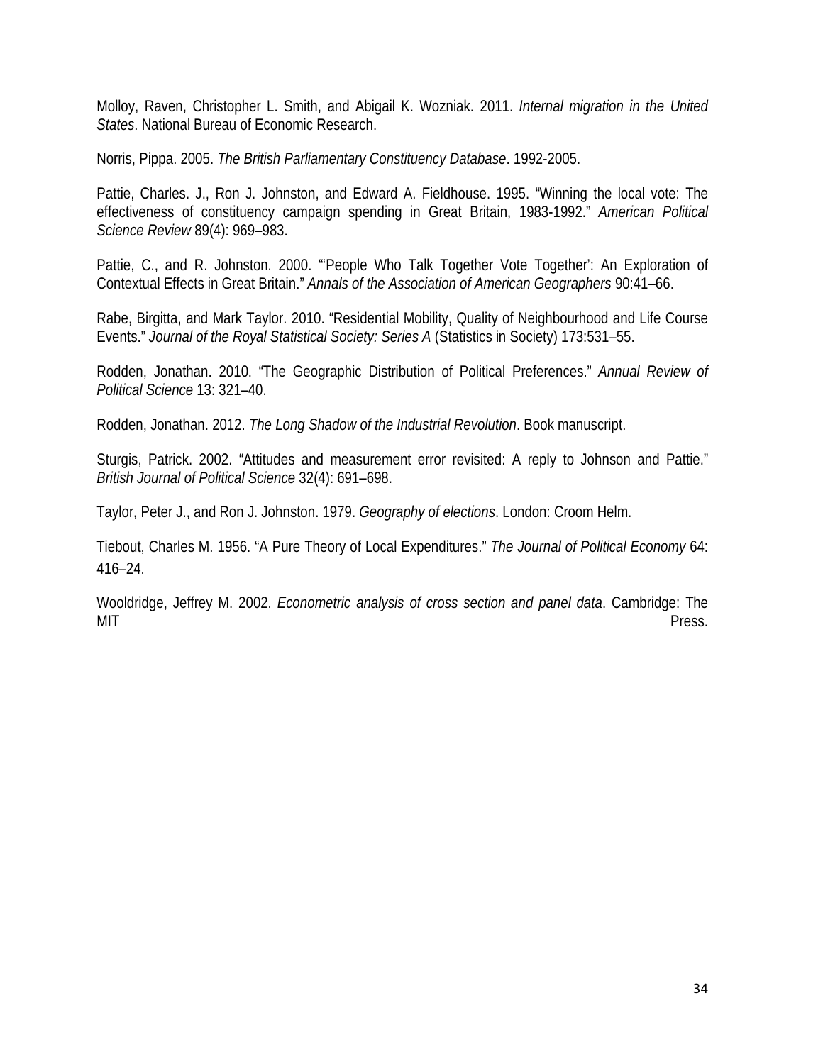Molloy, Raven, Christopher L. Smith, and Abigail K. Wozniak. 2011. *Internal migration in the United States*. National Bureau of Economic Research.

Norris, Pippa. 2005. *The British Parliamentary Constituency Database*. 1992-2005.

Pattie, Charles. J., Ron J. Johnston, and Edward A. Fieldhouse. 1995. "Winning the local vote: The effectiveness of constituency campaign spending in Great Britain, 1983-1992." *American Political Science Review* 89(4): 969–983.

Pattie, C., and R. Johnston. 2000. "'People Who Talk Together Vote Together': An Exploration of Contextual Effects in Great Britain." *Annals of the Association of American Geographers* 90:41–66.

Rabe, Birgitta, and Mark Taylor. 2010. "Residential Mobility, Quality of Neighbourhood and Life Course Events." *Journal of the Royal Statistical Society: Series A* (Statistics in Society) 173:531–55.

Rodden, Jonathan. 2010. "The Geographic Distribution of Political Preferences." *Annual Review of Political Science* 13: 321–40.

Rodden, Jonathan. 2012. *The Long Shadow of the Industrial Revolution*. Book manuscript.

Sturgis, Patrick. 2002. "Attitudes and measurement error revisited: A reply to Johnson and Pattie." *British Journal of Political Science* 32(4): 691–698.

Taylor, Peter J., and Ron J. Johnston. 1979. *Geography of elections*. London: Croom Helm.

Tiebout, Charles M. 1956. "A Pure Theory of Local Expenditures." *The Journal of Political Economy* 64: 416–24.

Wooldridge, Jeffrey M. 2002. *Econometric analysis of cross section and panel data*. Cambridge: The MIT Press.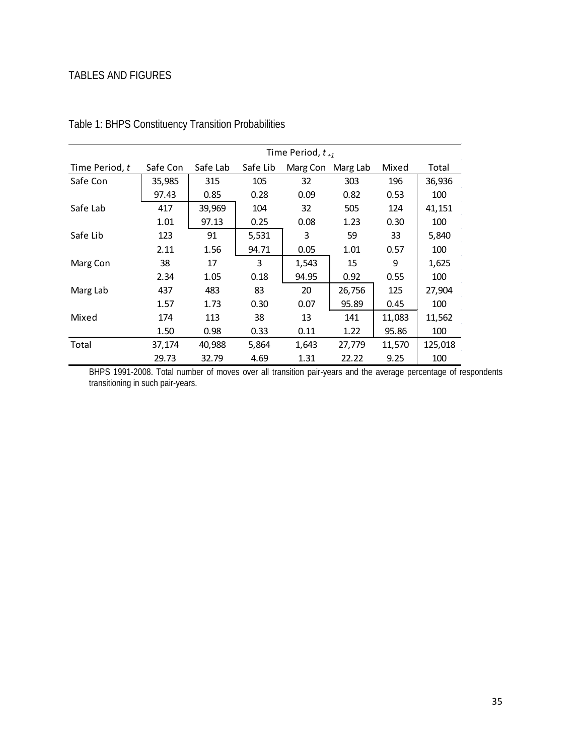TABLES AND FIGURES

Table 1: BHPS Constituency Transition Probabilities

| | Time Period, $t_{+1}$ | | | | | | |
|---|---|---|---|---|---|---|---|
| Time Period, $t$ | Safe Con | Safe Lab | Safe Lib | Marg Con | Marg Lab | Mixed | Total |
| Safe Con | 35,985 | 315 | 105 | 32 | 303 | 196 | 36,936 |
| | 97.43 | 0.85 | 0.28 | 0.09 | 0.82 | 0.53 | 100 |
| Safe Lab | 417 | 39,969 | 104 | 32 | 505 | 124 | 41,151 |
| | 1.01 | 97.13 | 0.25 | 0.08 | 1.23 | 0.30 | 100 |
| Safe Lib | 123 | 91 | 5,531 | 3 | 59 | 33 | 5,840 |
| | 2.11 | 1.56 | 94.71 | 0.05 | 1.01 | 0.57 | 100 |
| Marg Con | 38 | 17 | 3 | 1,543 | 15 | 9 | 1,625 |
| | 2.34 | 1.05 | 0.18 | 94.95 | 0.92 | 0.55 | 100 |
| Marg Lab | 437 | 483 | 83 | 20 | 26,756 | 125 | 27,904 |
| | 1.57 | 1.73 | 0.30 | 0.07 | 95.89 | 0.45 | 100 |
| Mixed | 174 | 113 | 38 | 13 | 141 | 11,083 | 11,562 |
| | 1.50 | 0.98 | 0.33 | 0.11 | 1.22 | 95.86 | 100 |
| Total | 37,174 | 40,988 | 5,864 | 1,643 | 27,779 | 11,570 | 125,018 |
| | 29.73 | 32.79 | 4.69 | 1.31 | 22.22 | 9.25 | 100 |

BHPS 1991-2008. Total number of moves over all transition pair-years and the average percentage of respondents transitioning in such pair-years.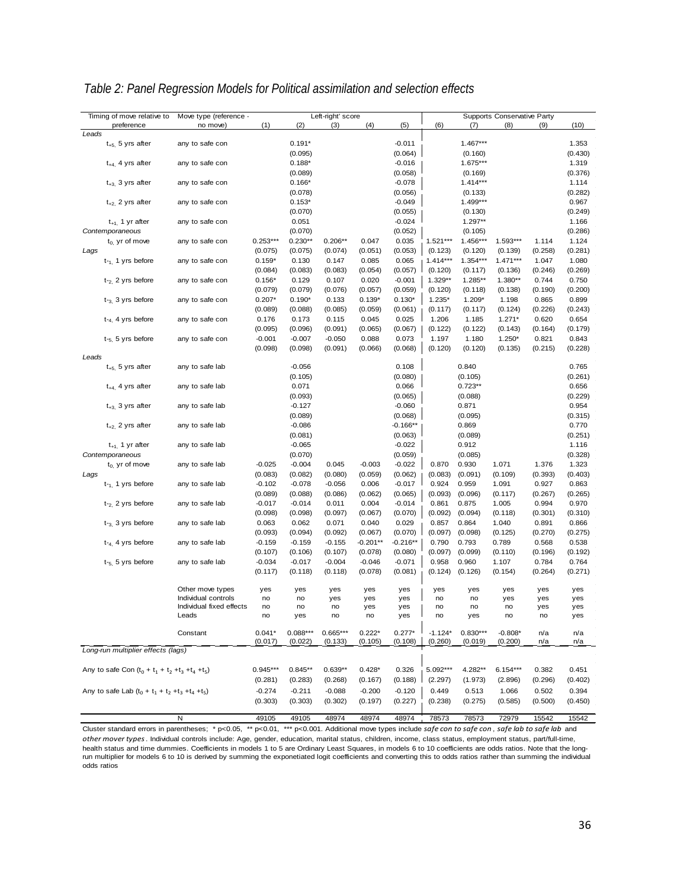*Table 2: Panel Regression Models for Political assimilation and selection effects*

| Timing of move relative to preference | Move type (reference - no move) | Left-right' score (1) | (2) | (3) | (4) | (5) | Supports Conservative Party (6) | (7) | (8) | (9) | (10) |
|---|---|---|---|---|---|---|---|---|---|---|---|
| *Leads* | | | | | | | | | | | |
| $t_{+5,}$ 5 yrs after | any to safe con | | 0.191* | | | -0.011 | | 1.467*** | | | 1.353 |
| | | | (0.095) | | | (0.064) | | (0.160) | | | (0.430) |
| $t_{+4,}$ 4 yrs after | any to safe con | | 0.188* | | | -0.016 | | 1.675*** | | | 1.319 |
| | | | (0.089) | | | (0.058) | | (0.169) | | | (0.376) |
| $t_{+3,}$ 3 yrs after | any to safe con | | 0.166* | | | -0.078 | | 1.414*** | | | 1.114 |
| | | | (0.078) | | | (0.056) | | (0.133) | | | (0.282) |
| $t_{+2,}$ 2 yrs after | any to safe con | | 0.153* | | | -0.049 | | 1.499*** | | | 0.967 |
| | | | (0.070) | | | (0.055) | | (0.130) | | | (0.249) |
| $t_{+1,}$ 1 yr after | any to safe con | | 0.051 | | | -0.024 | | 1.297** | | | 1.166 |
| *Contemporaneous* | | | (0.070) | | | (0.052) | | (0.105) | | | (0.286) |
| $t_{0,}$ yr of move | any to safe con | 0.253*** | 0.230** | 0.206** | 0.047 | 0.035 | 1.521*** | 1.456*** | 1.593*** | 1.114 | 1.124 |
| *Lags* | | (0.075) | (0.075) | (0.074) | (0.051) | (0.053) | (0.123) | (0.120) | (0.139) | (0.258) | (0.281) |
| $t_{-1,}$ 1 yrs before | any to safe con | 0.159* | 0.130 | 0.147 | 0.085 | 0.065 | 1.414*** | 1.354*** | 1.471*** | 1.047 | 1.080 |
| | | (0.084) | (0.083) | (0.083) | (0.054) | (0.057) | (0.120) | (0.117) | (0.136) | (0.246) | (0.269) |
| $t_{-2,}$ 2 yrs before | any to safe con | 0.156* | 0.129 | 0.107 | 0.020 | -0.001 | 1.329** | 1.285** | 1.380** | 0.744 | 0.750 |
| | | (0.079) | (0.079) | (0.076) | (0.057) | (0.059) | (0.120) | (0.118) | (0.138) | (0.190) | (0.200) |
| $t_{-3,}$ 3 yrs before | any to safe con | 0.207* | 0.190* | 0.133 | 0.139* | 0.130* | 1.235* | 1.209* | 1.198 | 0.865 | 0.899 |
| | | (0.089) | (0.088) | (0.085) | (0.059) | (0.061) | (0.117) | (0.117) | (0.124) | (0.226) | (0.243) |
| $t_{-4,}$ 4 yrs before | any to safe con | 0.176 | 0.173 | 0.115 | 0.045 | 0.025 | 1.206 | 1.185 | 1.271* | 0.620 | 0.654 |
| | | (0.095) | (0.096) | (0.091) | (0.065) | (0.067) | (0.122) | (0.122) | (0.143) | (0.164) | (0.179) |
| $t_{-5,}$ 5 yrs before | any to safe con | -0.001 | -0.007 | -0.050 | 0.088 | 0.073 | 1.197 | 1.180 | 1.250* | 0.821 | 0.843 |
| | | (0.098) | (0.098) | (0.091) | (0.066) | (0.068) | (0.120) | (0.120) | (0.135) | (0.215) | (0.228) |
| *Leads* | | | | | | | | | | | |
| $t_{+5,}$ 5 yrs after | any to safe lab | | -0.056 | | | 0.108 | | 0.840 | | | 0.765 |
| | | | (0.105) | | | (0.080) | | (0.105) | | | (0.261) |
| $t_{+4,}$ 4 yrs after | any to safe lab | | 0.071 | | | 0.066 | | 0.723** | | | 0.656 |
| | | | (0.093) | | | (0.065) | | (0.088) | | | (0.229) |
| $t_{+3,}$ 3 yrs after | any to safe lab | | -0.127 | | | -0.060 | | 0.871 | | | 0.954 |
| | | | (0.089) | | | (0.068) | | (0.095) | | | (0.315) |
| $t_{+2,}$ 2 yrs after | any to safe lab | | -0.086 | | | -0.166** | | 0.869 | | | 0.770 |
| | | | (0.081) | | | (0.063) | | (0.089) | | | (0.251) |
| $t_{+1,}$ 1 yr after | any to safe lab | | -0.065 | | | -0.022 | | 0.912 | | | 1.116 |
| *Contemporaneous* | | | (0.070) | | | (0.059) | | (0.085) | | | (0.328) |
| $t_{0,}$ yr of move | any to safe lab | -0.025 | -0.004 | 0.045 | -0.003 | -0.022 | 0.870 | 0.930 | 1.071 | 1.376 | 1.323 |
| *Lags* | | (0.083) | (0.082) | (0.080) | (0.059) | (0.062) | (0.083) | (0.091) | (0.109) | (0.393) | (0.403) |
| $t_{-1,}$ 1 yrs before | any to safe lab | -0.102 | -0.078 | -0.056 | 0.006 | -0.017 | 0.924 | 0.959 | 1.091 | 0.927 | 0.863 |
| | | (0.089) | (0.088) | (0.086) | (0.062) | (0.065) | (0.093) | (0.096) | (0.117) | (0.267) | (0.265) |
| $t_{-2,}$ 2 yrs before | any to safe lab | -0.017 | -0.014 | 0.011 | 0.004 | -0.014 | 0.861 | 0.875 | 1.005 | 0.994 | 0.970 |
| | | (0.098) | (0.098) | (0.097) | (0.067) | (0.070) | (0.092) | (0.094) | (0.118) | (0.301) | (0.310) |
| $t_{-3,}$ 3 yrs before | any to safe lab | 0.063 | 0.062 | 0.071 | 0.040 | 0.029 | 0.857 | 0.864 | 1.040 | 0.891 | 0.866 |
| | | (0.093) | (0.094) | (0.092) | (0.067) | (0.070) | (0.097) | (0.098) | (0.125) | (0.270) | (0.275) |
| $t_{-4,}$ 4 yrs before | any to safe lab | -0.159 | -0.159 | -0.155 | -0.201** | -0.216** | 0.790 | 0.793 | 0.789 | 0.568 | 0.538 |
| | | (0.107) | (0.106) | (0.107) | (0.078) | (0.080) | (0.097) | (0.099) | (0.110) | (0.196) | (0.192) |
| $t_{-5,}$ 5 yrs before | any to safe lab | -0.034 | -0.017 | -0.004 | -0.046 | -0.071 | 0.958 | 0.960 | 1.107 | 0.784 | 0.764 |
| | | (0.117) | (0.118) | (0.118) | (0.078) | (0.081) | (0.124) | (0.126) | (0.154) | (0.264) | (0.271) |
| | Other move types | yes | yes | yes | yes | yes | yes | yes | yes | yes | yes |
| | Individual controls | no | no | yes | yes | yes | no | no | yes | yes | yes |
| | Individual fixed effects | no | no | no | yes | yes | no | no | no | yes | yes |
| | Leads | no | yes | no | no | yes | no | yes | no | no | yes |
| | Constant | 0.041* | 0.088*** | 0.665*** | 0.222* | 0.277* | -1.124* | 0.830*** | -0.808* | n/a | n/a |
| | | (0.017) | (0.022) | (0.133) | (0.105) | (0.108) | (0.260) | (0.019) | (0.200) | n/a | n/a |
| *Long-run multiplier effects (lags)* | | | | | | | | | | | |
| Any to safe Con ($t_0 + t_1 + t_2 + t_3 + t_4 + t_5$) | | 0.945*** | 0.845** | 0.639** | 0.428* | 0.326 | 5.092*** | 4.282** | 6.154*** | 0.382 | 0.451 |
| | | (0.281) | (0.283) | (0.268) | (0.167) | (0.188) | (2.297) | (1.973) | (2.896) | (0.296) | (0.402) |
| Any to safe Lab ($t_0 + t_1 + t_2 + t_3 + t_4 + t_5$) | | -0.274 | -0.211 | -0.088 | -0.200 | -0.120 | 0.449 | 0.513 | 1.066 | 0.502 | 0.394 |
| | | (0.303) | (0.303) | (0.302) | (0.197) | (0.227) | (0.238) | (0.275) | (0.585) | (0.500) | (0.450) |
| | N | 49105 | 49105 | 48974 | 48974 | 48974 | 78573 | 78573 | 72979 | 15542 | 15542 |

Cluster standard errors in parentheses; * p<0.05, ** p<0.01, *** p<0.001. Additional move types include *safe con to safe con*, *safe lab to safe lab* and *other mover types*. Individual controls include: Age, gender, education, marital status, children, income, class status, employment status, part/full-time, health status and time dummies. Coefficients in models 1 to 5 are Ordinary Least Squares, in models 6 to 10 coefficients are odds ratios. Note that the long-run multiplier for models 6 to 10 is derived by summing the exponetiated logit coefficients and converting this to odds ratios rather than summing the individual odds ratios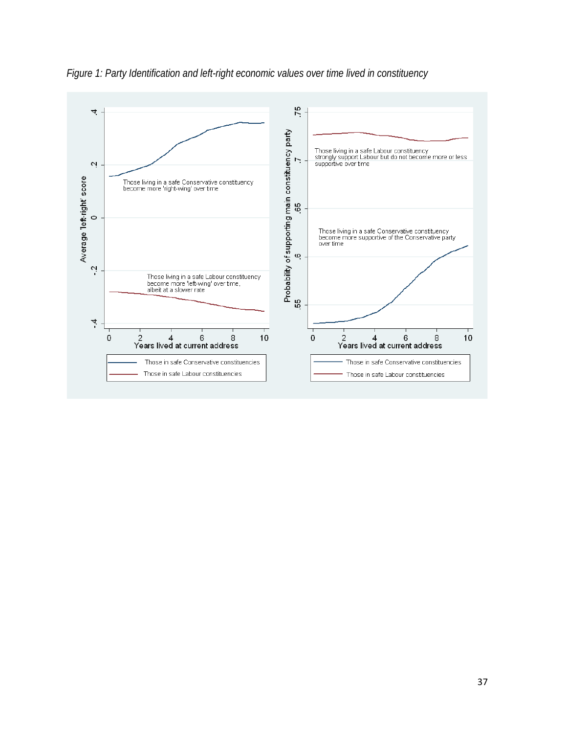*Figure 1: Party Identification and left-right economic values over time lived in constituency*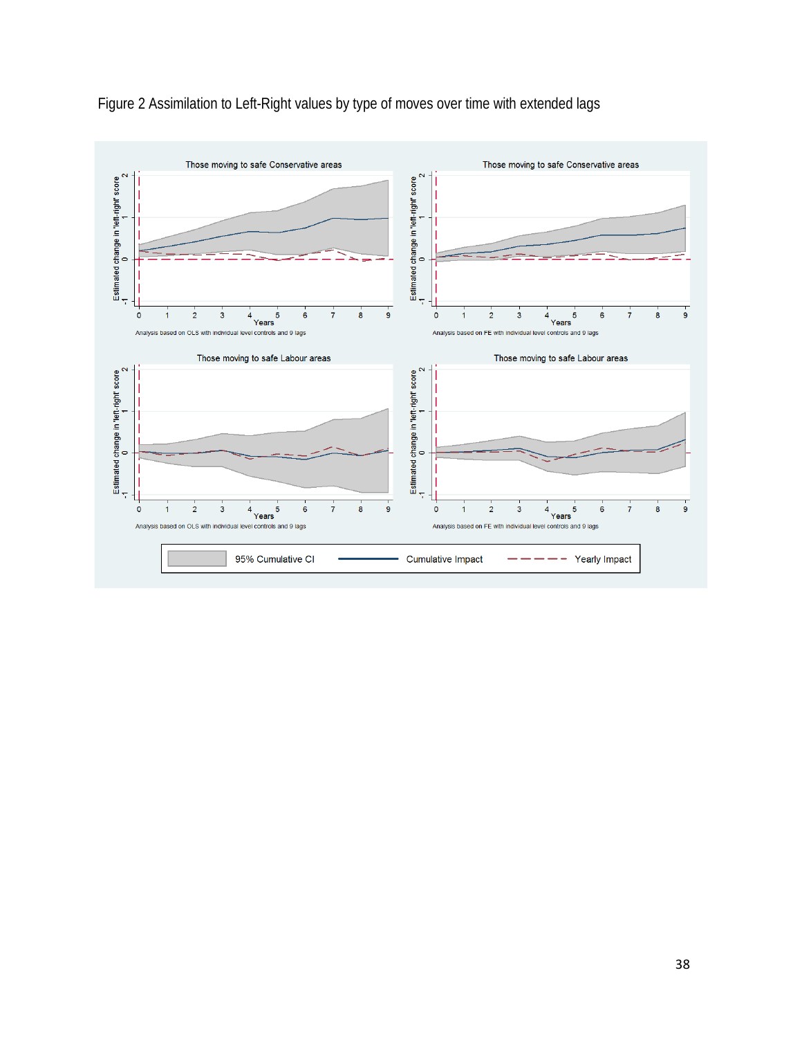Figure 2 Assimilation to Left-Right values by type of moves over time with extended lags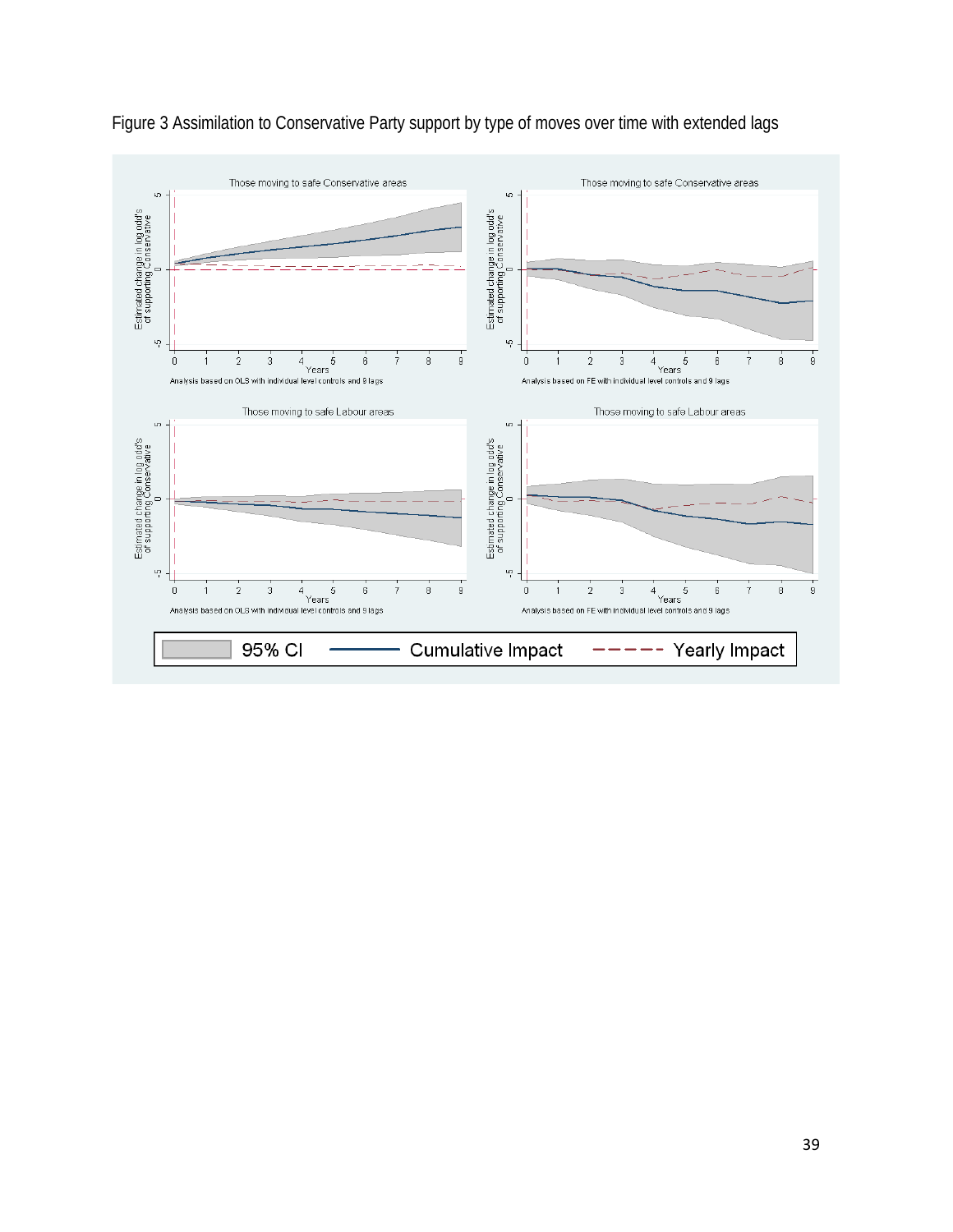Figure 3 Assimilation to Conservative Party support by type of moves over time with extended lags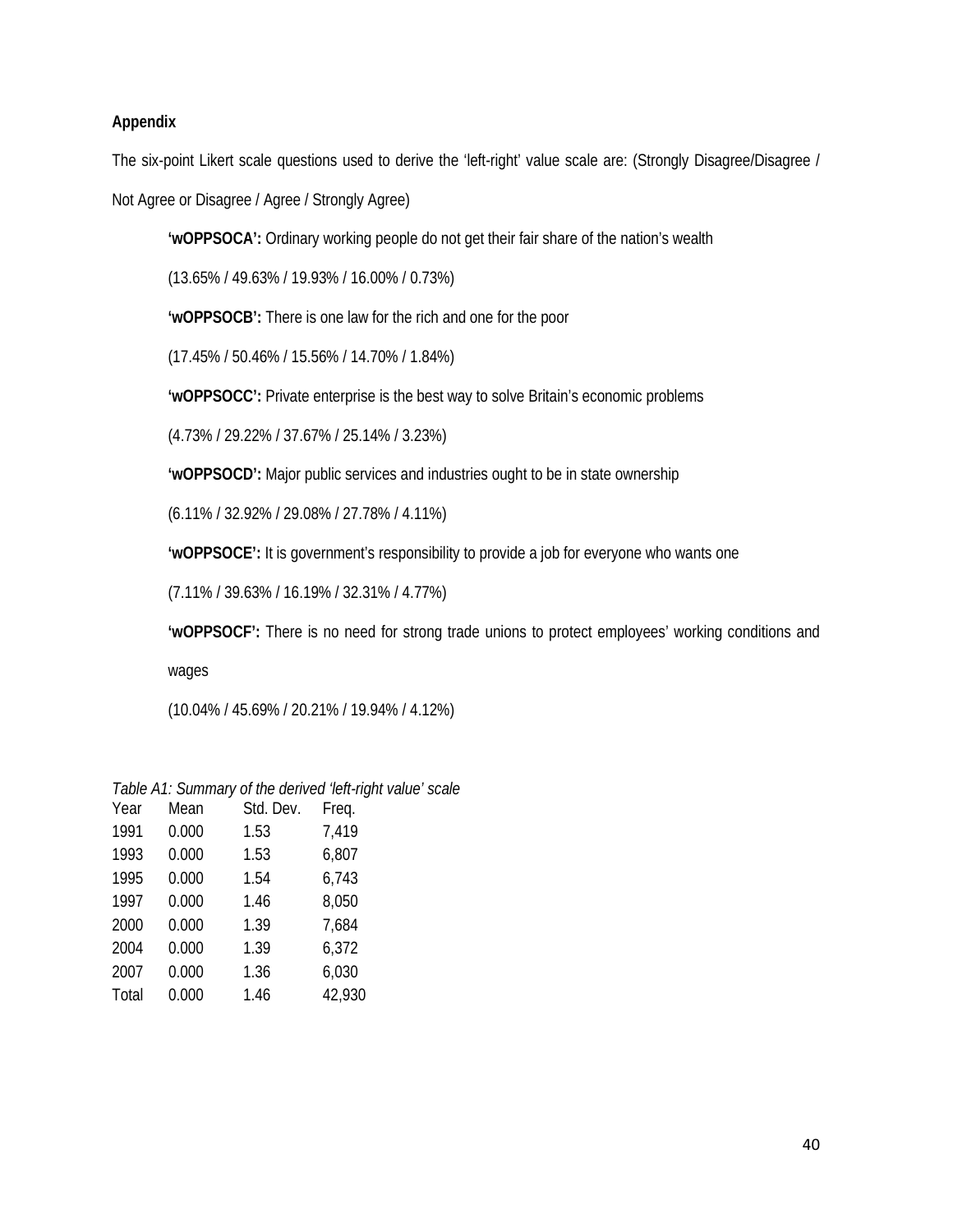**Appendix**

The six-point Likert scale questions used to derive the 'left-right' value scale are: (Strongly Disagree/Disagree / Not Agree or Disagree / Agree / Strongly Agree)

**'wOPPSOCA':** Ordinary working people do not get their fair share of the nation's wealth

(13.65% / 49.63% / 19.93% / 16.00% / 0.73%)

**'wOPPSOCB':** There is one law for the rich and one for the poor

(17.45% / 50.46% / 15.56% / 14.70% / 1.84%)

**'wOPPSOCC':** Private enterprise is the best way to solve Britain's economic problems

(4.73% / 29.22% / 37.67% / 25.14% / 3.23%)

**'wOPPSOCD':** Major public services and industries ought to be in state ownership

(6.11% / 32.92% / 29.08% / 27.78% / 4.11%)

**'wOPPSOCE':** It is government's responsibility to provide a job for everyone who wants one

(7.11% / 39.63% / 16.19% / 32.31% / 4.77%)

**'wOPPSOCF':** There is no need for strong trade unions to protect employees' working conditions and wages

(10.04% / 45.69% / 20.21% / 19.94% / 4.12%)

*Table A1: Summary of the derived 'left-right value' scale*

| Year | Mean | Std. Dev. | Freq. |
|---|---|---|---|
| 1991 | 0.000 | 1.53 | 7,419 |
| 1993 | 0.000 | 1.53 | 6,807 |
| 1995 | 0.000 | 1.54 | 6,743 |
| 1997 | 0.000 | 1.46 | 8,050 |
| 2000 | 0.000 | 1.39 | 7,684 |
| 2004 | 0.000 | 1.39 | 6,372 |
| 2007 | 0.000 | 1.36 | 6,030 |
| Total | 0.000 | 1.46 | 42,930 |